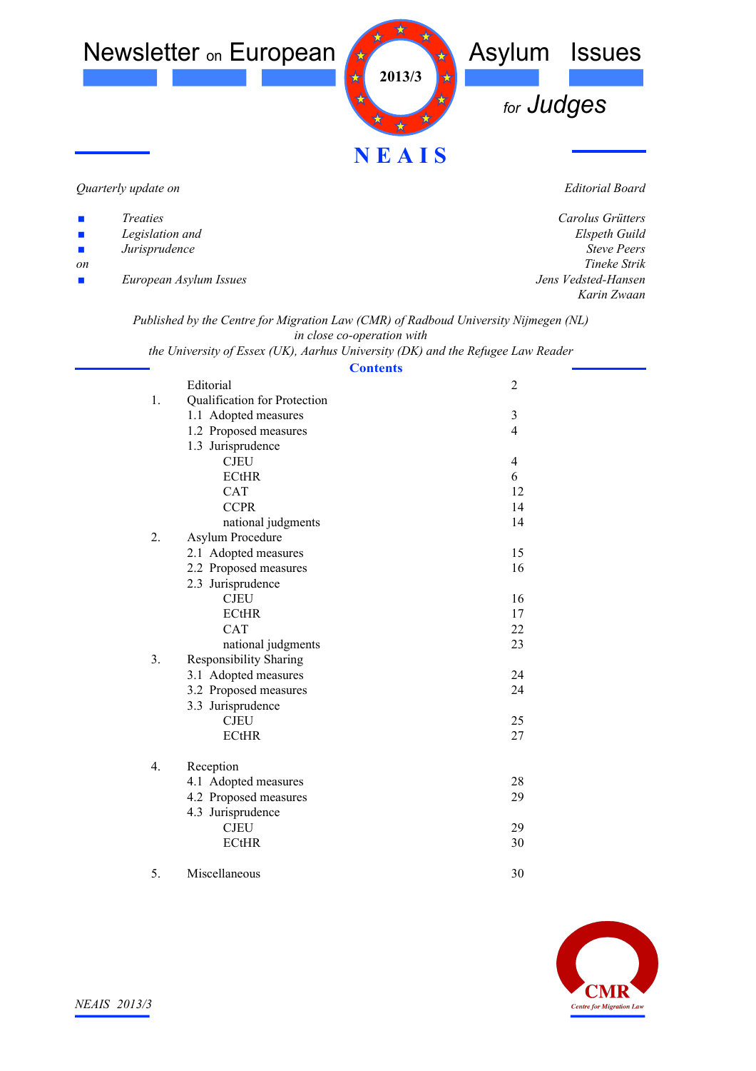# Newsletter on European Asylum Issues for Judges

**2013/3**

**NEAIS**

*Quarterly update on*

- *Treaties*
- *Legislation and*
- *Jurisprudence*

*on*

- *European Asylum Issues*

*Editorial Board*

*Carolus Grütters*
*Elspeth Guild*
*Steve Peers*
*Tineke Strik*
*Jens Vedsted-Hansen*
*Karin Zwaan*

*Published by the Centre for Migration Law (CMR) of Radboud University Nijmegen (NL)*
*in close co-operation with*
*the University of Essex (UK), Aarhus University (DK) and the Refugee Law Reader*

## Contents

| | | |
|---|---|---|
| | Editorial | 2 |
| 1. | Qualification for Protection | |
| | 1.1 Adopted measures | 3 |
| | 1.2 Proposed measures | 4 |
| | 1.3 Jurisprudence | |
| | CJEU | 4 |
| | ECtHR | 6 |
| | CAT | 12 |
| | CCPR | 14 |
| | national judgments | 14 |
| 2. | Asylum Procedure | |
| | 2.1 Adopted measures | 15 |
| | 2.2 Proposed measures | 16 |
| | 2.3 Jurisprudence | |
| | CJEU | 16 |
| | ECtHR | 17 |
| | CAT | 22 |
| | national judgments | 23 |
| 3. | Responsibility Sharing | |
| | 3.1 Adopted measures | 24 |
| | 3.2 Proposed measures | 24 |
| | 3.3 Jurisprudence | |
| | CJEU | 25 |
| | ECtHR | 27 |
| 4. | Reception | |
| | 4.1 Adopted measures | 28 |
| | 4.2 Proposed measures | 29 |
| | 4.3 Jurisprudence | |
| | CJEU | 29 |
| | ECtHR | 30 |
| 5. | Miscellaneous | 30 |

CMR
Centre for Migration Law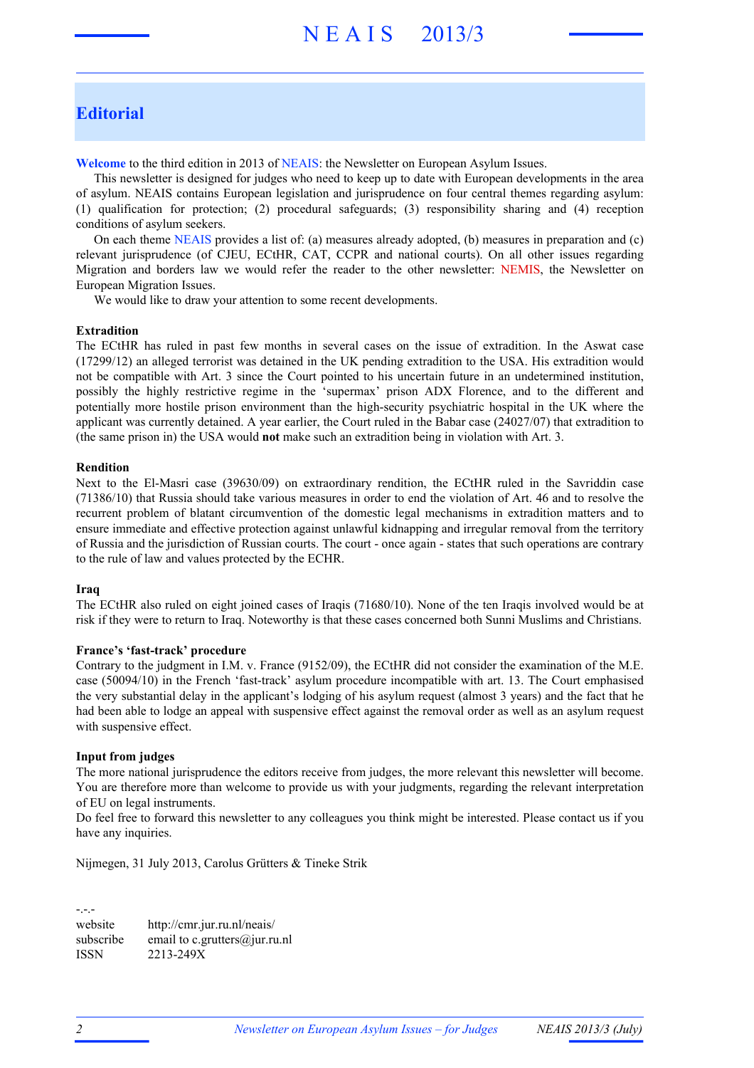## Editorial

**Welcome** to the third edition in 2013 of NEAIS: the Newsletter on European Asylum Issues.

This newsletter is designed for judges who need to keep up to date with European developments in the area of asylum. NEAIS contains European legislation and jurisprudence on four central themes regarding asylum: (1) qualification for protection; (2) procedural safeguards; (3) responsibility sharing and (4) reception conditions of asylum seekers.

On each theme NEAIS provides a list of: (a) measures already adopted, (b) measures in preparation and (c) relevant jurisprudence (of CJEU, ECtHR, CAT, CCPR and national courts). On all other issues regarding Migration and borders law we would refer the reader to the other newsletter: NEMIS, the Newsletter on European Migration Issues.

We would like to draw your attention to some recent developments.

**Extradition**

The ECtHR has ruled in past few months in several cases on the issue of extradition. In the Aswat case (17299/12) an alleged terrorist was detained in the UK pending extradition to the USA. His extradition would not be compatible with Art. 3 since the Court pointed to his uncertain future in an undetermined institution, possibly the highly restrictive regime in the 'supermax' prison ADX Florence, and to the different and potentially more hostile prison environment than the high-security psychiatric hospital in the UK where the applicant was currently detained. A year earlier, the Court ruled in the Babar case (24027/07) that extradition to (the same prison in) the USA would **not** make such an extradition being in violation with Art. 3.

**Rendition**

Next to the El-Masri case (39630/09) on extraordinary rendition, the ECtHR ruled in the Savriddin case (71386/10) that Russia should take various measures in order to end the violation of Art. 46 and to resolve the recurrent problem of blatant circumvention of the domestic legal mechanisms in extradition matters and to ensure immediate and effective protection against unlawful kidnapping and irregular removal from the territory of Russia and the jurisdiction of Russian courts. The court - once again - states that such operations are contrary to the rule of law and values protected by the ECHR.

**Iraq**

The ECtHR also ruled on eight joined cases of Iraqis (71680/10). None of the ten Iraqis involved would be at risk if they were to return to Iraq. Noteworthy is that these cases concerned both Sunni Muslims and Christians.

**France's 'fast-track' procedure**

Contrary to the judgment in I.M. v. France (9152/09), the ECtHR did not consider the examination of the M.E. case (50094/10) in the French 'fast-track' asylum procedure incompatible with art. 13. The Court emphasised the very substantial delay in the applicant's lodging of his asylum request (almost 3 years) and the fact that he had been able to lodge an appeal with suspensive effect against the removal order as well as an asylum request with suspensive effect.

**Input from judges**

The more national jurisprudence the editors receive from judges, the more relevant this newsletter will become. You are therefore more than welcome to provide us with your judgments, regarding the relevant interpretation of EU on legal instruments.

Do feel free to forward this newsletter to any colleagues you think might be interested. Please contact us if you have any inquiries.

Nijmegen, 31 July 2013, Carolus Grütters & Tineke Strik

-.-.-

website http://cmr.jur.ru.nl/neais/
subscribe email to c.grutters@jur.ru.nl
ISSN 2213-249X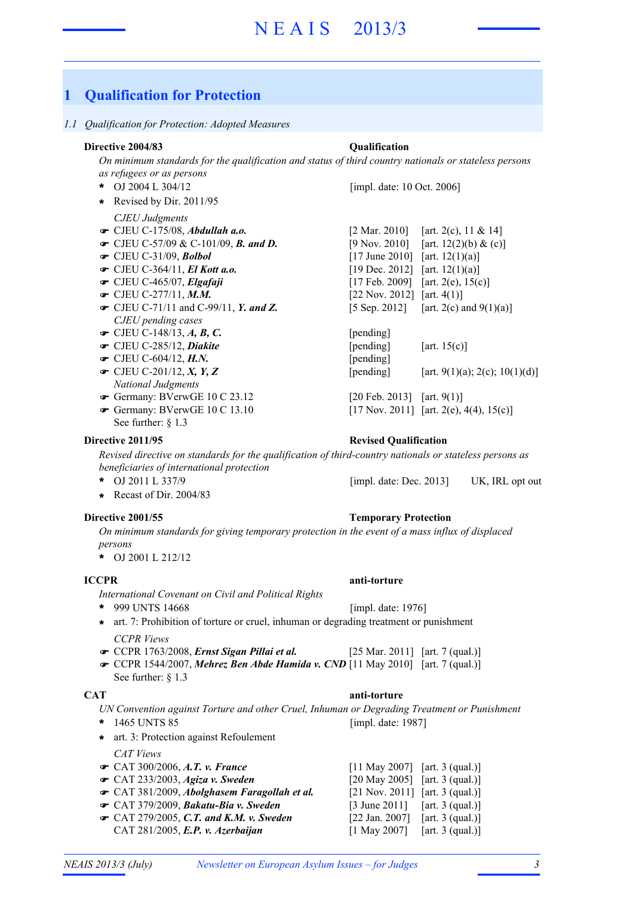# 1 Qualification for Protection

## 1.1 Qualification for Protection: Adopted Measures

**Directive 2004/83** **Qualification**

*On minimum standards for the qualification and status of third country nationals or stateless persons as refugees or as persons*

- OJ 2004 L 304/12 [impl. date: 10 Oct. 2006]
- Revised by Dir. 2011/95

*CJEU Judgments*

- ☛ CJEU C-175/08, ***Abdullah a.o.*** [2 Mar. 2010] [art. 2(c), 11 & 14]
- ☛ CJEU C-57/09 & C-101/09, ***B. and D.*** [9 Nov. 2010] [art. 12(2)(b) & (c)]
- ☛ CJEU C-31/09, ***Bolbol*** [17 June 2010] [art. 12(1)(a)]
- ☛ CJEU C-364/11, ***El Kott a.o.*** [19 Dec. 2012] [art. 12(1)(a)]
- ☛ CJEU C-465/07, ***Elgafaji*** [17 Feb. 2009] [art. 2(e), 15(c)]
- ☛ CJEU C-277/11, ***M.M.*** [22 Nov. 2012] [art. 4(1)]
- ☛ CJEU C-71/11 and C-99/11, ***Y. and Z.*** [5 Sep. 2012] [art. 2(c) and 9(1)(a)]

*CJEU pending cases*

- ☛ CJEU C-148/13, ***A, B, C.*** [pending]
- ☛ CJEU C-285/12, ***Diakite*** [pending] [art. 15(c)]
- ☛ CJEU C-604/12, ***H.N.*** [pending]
- ☛ CJEU C-201/12, ***X, Y, Z*** [pending] [art. 9(1)(a); 2(c); 10(1)(d)]

*National Judgments*

- ☛ Germany: BVerwGE 10 C 23.12 [20 Feb. 2013] [art. 9(1)]
- ☛ Germany: BVerwGE 10 C 13.10 [17 Nov. 2011] [art. 2(e), 4(4), 15(c)]

See further: § 1.3

**Directive 2011/95** **Revised Qualification**

*Revised directive on standards for the qualification of third-country nationals or stateless persons as beneficiaries of international protection*

- OJ 2011 L 337/9 [impl. date: Dec. 2013] UK, IRL opt out
- Recast of Dir. 2004/83

**Directive 2001/55** **Temporary Protection**

*On minimum standards for giving temporary protection in the event of a mass influx of displaced persons*

- OJ 2001 L 212/12

**ICCPR** **anti-torture**

*International Covenant on Civil and Political Rights*

- 999 UNTS 14668 [impl. date: 1976]
- art. 7: Prohibition of torture or cruel, inhuman or degrading treatment or punishment

*CCPR Views*

- ☛ CCPR 1763/2008, ***Ernst Sigan Pillai et al.*** [25 Mar. 2011] [art. 7 (qual.)]
- ☛ CCPR 1544/2007, ***Mehrez Ben Abde Hamida v. CND*** [11 May 2010] [art. 7 (qual.)]

See further: § 1.3

**CAT** **anti-torture**

*UN Convention against Torture and other Cruel, Inhuman or Degrading Treatment or Punishment*

- 1465 UNTS 85 [impl. date: 1987]
- art. 3: Protection against Refoulement

*CAT Views*

- ☛ CAT 300/2006, ***A.T. v. France*** [11 May 2007] [art. 3 (qual.)]
- ☛ CAT 233/2003, ***Agiza v. Sweden*** [20 May 2005] [art. 3 (qual.)]
- ☛ CAT 381/2009, ***Abolghasem Faragollah et al.*** [21 Nov. 2011] [art. 3 (qual.)]
- ☛ CAT 379/2009, ***Bakatu-Bia v. Sweden*** [3 June 2011] [art. 3 (qual.)]
- ☛ CAT 279/2005, ***C.T. and K.M. v. Sweden*** [22 Jan. 2007] [art. 3 (qual.)]
- CAT 281/2005, ***E.P. v. Azerbaijan*** [1 May 2007] [art. 3 (qual.)]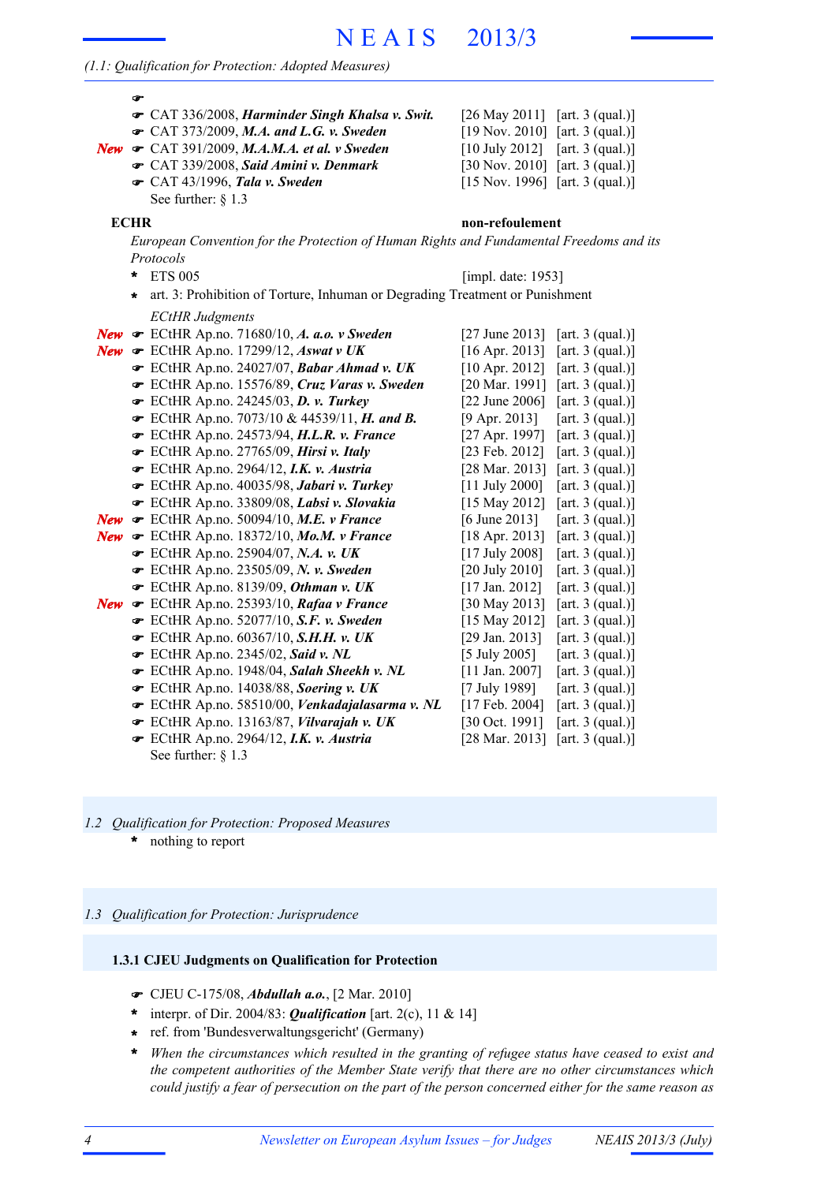(1.1: Qualification for Protection: Adopted Measures)

- ☛
- ☛ CAT 336/2008, ***Harminder Singh Khalsa v. Swit.*** [26 May 2011] [art. 3 (qual.)]
- ☛ CAT 373/2009, ***M.A. and L.G. v. Sweden*** [19 Nov. 2010] [art. 3 (qual.)]
- *New* ☛ CAT 391/2009, ***M.A.M.A. et al. v Sweden*** [10 July 2012] [art. 3 (qual.)]
- ☛ CAT 339/2008, ***Said Amini v. Denmark*** [30 Nov. 2010] [art. 3 (qual.)]
- ☛ CAT 43/1996, ***Tala v. Sweden*** [15 Nov. 1996] [art. 3 (qual.)]

See further: § 1.3

**ECHR** **non-refoulement**

*European Convention for the Protection of Human Rights and Fundamental Freedoms and its Protocols*

- * ETS 005 [impl. date: 1953]
- * art. 3: Prohibition of Torture, Inhuman or Degrading Treatment or Punishment

*ECtHR Judgments*

- *New* ☛ ECtHR Ap.no. 71680/10, ***A. a.o. v Sweden*** [27 June 2013] [art. 3 (qual.)]
- *New* ☛ ECtHR Ap.no. 17299/12, ***Aswat v UK*** [16 Apr. 2013] [art. 3 (qual.)]
- ☛ ECtHR Ap.no. 24027/07, ***Babar Ahmad v. UK*** [10 Apr. 2012] [art. 3 (qual.)]
- ☛ ECtHR Ap.no. 15576/89, ***Cruz Varas v. Sweden*** [20 Mar. 1991] [art. 3 (qual.)]
- ☛ ECtHR Ap.no. 24245/03, ***D. v. Turkey*** [22 June 2006] [art. 3 (qual.)]
- ☛ ECtHR Ap.no. 7073/10 & 44539/11, ***H. and B.*** [9 Apr. 2013] [art. 3 (qual.)]
- ☛ ECtHR Ap.no. 24573/94, ***H.L.R. v. France*** [27 Apr. 1997] [art. 3 (qual.)]
- ☛ ECtHR Ap.no. 27765/09, ***Hirsi v. Italy*** [23 Feb. 2012] [art. 3 (qual.)]
- ☛ ECtHR Ap.no. 2964/12, ***I.K. v. Austria*** [28 Mar. 2013] [art. 3 (qual.)]
- ☛ ECtHR Ap.no. 40035/98, ***Jabari v. Turkey*** [11 July 2000] [art. 3 (qual.)]
- ☛ ECtHR Ap.no. 33809/08, ***Labsi v. Slovakia*** [15 May 2012] [art. 3 (qual.)]
- *New* ☛ ECtHR Ap.no. 50094/10, ***M.E. v France*** [6 June 2013] [art. 3 (qual.)]
- *New* ☛ ECtHR Ap.no. 18372/10, ***Mo.M. v France*** [18 Apr. 2013] [art. 3 (qual.)]
- ☛ ECtHR Ap.no. 25904/07, ***N.A. v. UK*** [17 July 2008] [art. 3 (qual.)]
- ☛ ECtHR Ap.no. 23505/09, ***N. v. Sweden*** [20 July 2010] [art. 3 (qual.)]
- ☛ ECtHR Ap.no. 8139/09, ***Othman v. UK*** [17 Jan. 2012] [art. 3 (qual.)]
- *New* ☛ ECtHR Ap.no. 25393/10, ***Rafaa v France*** [30 May 2013] [art. 3 (qual.)]
- ☛ ECtHR Ap.no. 52077/10, ***S.F. v. Sweden*** [15 May 2012] [art. 3 (qual.)]
- ☛ ECtHR Ap.no. 60367/10, ***S.H.H. v. UK*** [29 Jan. 2013] [art. 3 (qual.)]
- ☛ ECtHR Ap.no. 2345/02, ***Said v. NL*** [5 July 2005] [art. 3 (qual.)]
- ☛ ECtHR Ap.no. 1948/04, ***Salah Sheekh v. NL*** [11 Jan. 2007] [art. 3 (qual.)]
- ☛ ECtHR Ap.no. 14038/88, ***Soering v. UK*** [7 July 1989] [art. 3 (qual.)]
- ☛ ECtHR Ap.no. 58510/00, ***Venkadajalasarma v. NL*** [17 Feb. 2004] [art. 3 (qual.)]
- ☛ ECtHR Ap.no. 13163/87, ***Vilvarajah v. UK*** [30 Oct. 1991] [art. 3 (qual.)]
- ☛ ECtHR Ap.no. 2964/12, ***I.K. v. Austria*** [28 Mar. 2013] [art. 3 (qual.)]

See further: § 1.3

## *1.2 Qualification for Protection: Proposed Measures*

- * nothing to report

## *1.3 Qualification for Protection: Jurisprudence*

### 1.3.1 CJEU Judgments on Qualification for Protection

- ☛ CJEU C-175/08, ***Abdullah a.o.***, [2 Mar. 2010]
- * interpr. of Dir. 2004/83: ***Qualification*** [art. 2(c), 11 & 14]
- * ref. from 'Bundesverwaltungsgericht' (Germany)
- * *When the circumstances which resulted in the granting of refugee status have ceased to exist and the competent authorities of the Member State verify that there are no other circumstances which could justify a fear of persecution on the part of the person concerned either for the same reason as*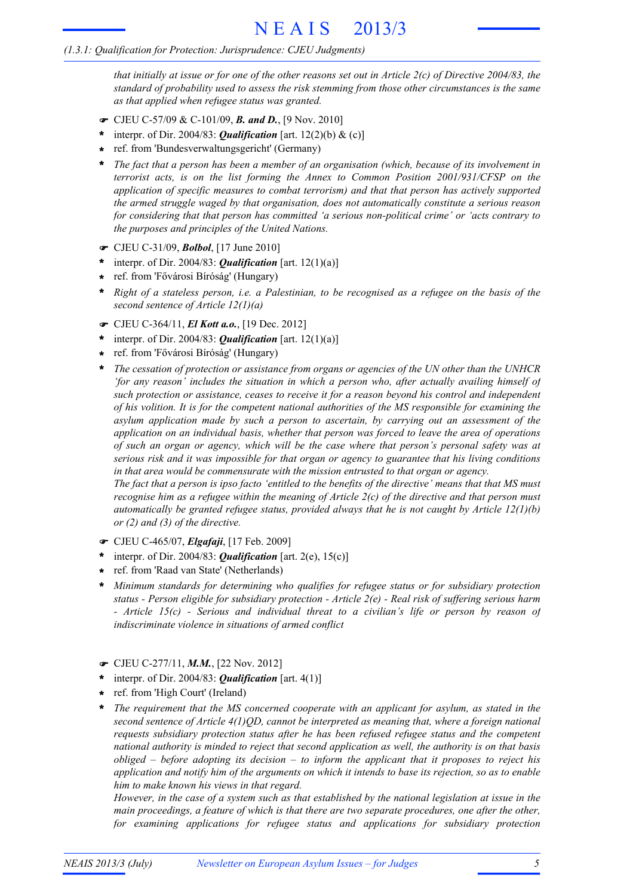*that initially at issue or for one of the other reasons set out in Article 2(c) of Directive 2004/83, the standard of probability used to assess the risk stemming from those other circumstances is the same as that applied when refugee status was granted.*

- ☛ CJEU C-57/09 & C-101/09, ***B. and D.***, [9 Nov. 2010]
- \* interpr. of Dir. 2004/83: ***Qualification*** [art. 12(2)(b) & (c)]
- \* ref. from 'Bundesverwaltungsgericht' (Germany)
- \* *The fact that a person has been a member of an organisation (which, because of its involvement in terrorist acts, is on the list forming the Annex to Common Position 2001/931/CFSP on the application of specific measures to combat terrorism) and that that person has actively supported the armed struggle waged by that organisation, does not automatically constitute a serious reason for considering that that person has committed 'a serious non-political crime' or 'acts contrary to the purposes and principles of the United Nations.*

- ☛ CJEU C-31/09, ***Bolbol***, [17 June 2010]
- \* interpr. of Dir. 2004/83: ***Qualification*** [art. 12(1)(a)]
- \* ref. from 'Fővárosi Bíróság' (Hungary)
- \* *Right of a stateless person, i.e. a Palestinian, to be recognised as a refugee on the basis of the second sentence of Article 12(1)(a)*

- ☛ CJEU C-364/11, ***El Kott a.o.***, [19 Dec. 2012]
- \* interpr. of Dir. 2004/83: ***Qualification*** [art. 12(1)(a)]
- \* ref. from 'Fővárosi Bíróság' (Hungary)
- \* *The cessation of protection or assistance from organs or agencies of the UN other than the UNHCR 'for any reason' includes the situation in which a person who, after actually availing himself of such protection or assistance, ceases to receive it for a reason beyond his control and independent of his volition. It is for the competent national authorities of the MS responsible for examining the asylum application made by such a person to ascertain, by carrying out an assessment of the application on an individual basis, whether that person was forced to leave the area of operations of such an organ or agency, which will be the case where that person's personal safety was at serious risk and it was impossible for that organ or agency to guarantee that his living conditions in that area would be commensurate with the mission entrusted to that organ or agency.*
  *The fact that a person is ipso facto 'entitled to the benefits of the directive' means that that MS must recognise him as a refugee within the meaning of Article 2(c) of the directive and that person must automatically be granted refugee status, provided always that he is not caught by Article 12(1)(b) or (2) and (3) of the directive.*

- ☛ CJEU C-465/07, ***Elgafaji***, [17 Feb. 2009]
- \* interpr. of Dir. 2004/83: ***Qualification*** [art. 2(e), 15(c)]
- \* ref. from 'Raad van State' (Netherlands)
- \* *Minimum standards for determining who qualifies for refugee status or for subsidiary protection status - Person eligible for subsidiary protection - Article 2(e) - Real risk of suffering serious harm - Article 15(c) - Serious and individual threat to a civilian's life or person by reason of indiscriminate violence in situations of armed conflict*

- ☛ CJEU C-277/11, ***M.M.***, [22 Nov. 2012]
- \* interpr. of Dir. 2004/83: ***Qualification*** [art. 4(1)]
- \* ref. from 'High Court' (Ireland)
- \* *The requirement that the MS concerned cooperate with an applicant for asylum, as stated in the second sentence of Article 4(1)QD, cannot be interpreted as meaning that, where a foreign national requests subsidiary protection status after he has been refused refugee status and the competent national authority is minded to reject that second application as well, the authority is on that basis obliged – before adopting its decision – to inform the applicant that it proposes to reject his application and notify him of the arguments on which it intends to base its rejection, so as to enable him to make known his views in that regard.*
  *However, in the case of a system such as that established by the national legislation at issue in the main proceedings, a feature of which is that there are two separate procedures, one after the other, for examining applications for refugee status and applications for subsidiary protection*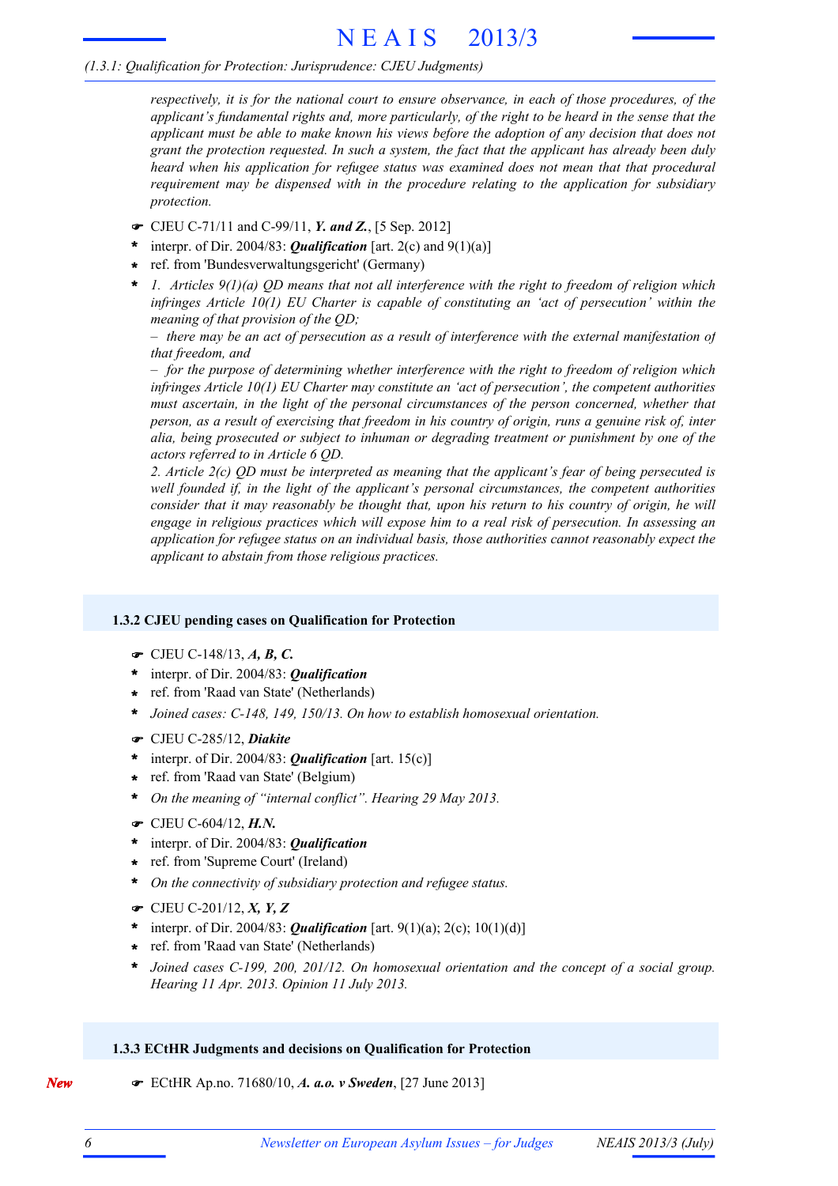*respectively, it is for the national court to ensure observance, in each of those procedures, of the applicant's fundamental rights and, more particularly, of the right to be heard in the sense that the applicant must be able to make known his views before the adoption of any decision that does not grant the protection requested. In such a system, the fact that the applicant has already been duly heard when his application for refugee status was examined does not mean that that procedural requirement may be dispensed with in the procedure relating to the application for subsidiary protection.*

☛ CJEU C-71/11 and C-99/11, ***Y. and Z.***, [5 Sep. 2012]
* interpr. of Dir. 2004/83: ***Qualification*** [art. 2(c) and 9(1)(a)]
* ref. from 'Bundesverwaltungsgericht' (Germany)
* *1. Articles 9(1)(a) QD means that not all interference with the right to freedom of religion which infringes Article 10(1) EU Charter is capable of constituting an 'act of persecution' within the meaning of that provision of the QD;*
  *– there may be an act of persecution as a result of interference with the external manifestation of that freedom, and*
  *– for the purpose of determining whether interference with the right to freedom of religion which infringes Article 10(1) EU Charter may constitute an 'act of persecution', the competent authorities must ascertain, in the light of the personal circumstances of the person concerned, whether that person, as a result of exercising that freedom in his country of origin, runs a genuine risk of, inter alia, being prosecuted or subject to inhuman or degrading treatment or punishment by one of the actors referred to in Article 6 QD.*
  *2. Article 2(c) QD must be interpreted as meaning that the applicant's fear of being persecuted is well founded if, in the light of the applicant's personal circumstances, the competent authorities consider that it may reasonably be thought that, upon his return to his country of origin, he will engage in religious practices which will expose him to a real risk of persecution. In assessing an application for refugee status on an individual basis, those authorities cannot reasonably expect the applicant to abstain from those religious practices.*

### 1.3.2 CJEU pending cases on Qualification for Protection

☛ CJEU C-148/13, ***A, B, C.***
* interpr. of Dir. 2004/83: ***Qualification***
* ref. from 'Raad van State' (Netherlands)
* *Joined cases: C-148, 149, 150/13. On how to establish homosexual orientation.*

☛ CJEU C-285/12, ***Diakite***
* interpr. of Dir. 2004/83: ***Qualification*** [art. 15(c)]
* ref. from 'Raad van State' (Belgium)
* *On the meaning of "internal conflict". Hearing 29 May 2013.*

☛ CJEU C-604/12, ***H.N.***
* interpr. of Dir. 2004/83: ***Qualification***
* ref. from 'Supreme Court' (Ireland)
* *On the connectivity of subsidiary protection and refugee status.*

☛ CJEU C-201/12, ***X, Y, Z***
* interpr. of Dir. 2004/83: ***Qualification*** [art. 9(1)(a); 2(c); 10(1)(d)]
* ref. from 'Raad van State' (Netherlands)
* *Joined cases C-199, 200, 201/12. On homosexual orientation and the concept of a social group. Hearing 11 Apr. 2013. Opinion 11 July 2013.*

### 1.3.3 ECtHR Judgments and decisions on Qualification for Protection

*New* ☛ ECtHR Ap.no. 71680/10, ***A. a.o. v Sweden***, [27 June 2013]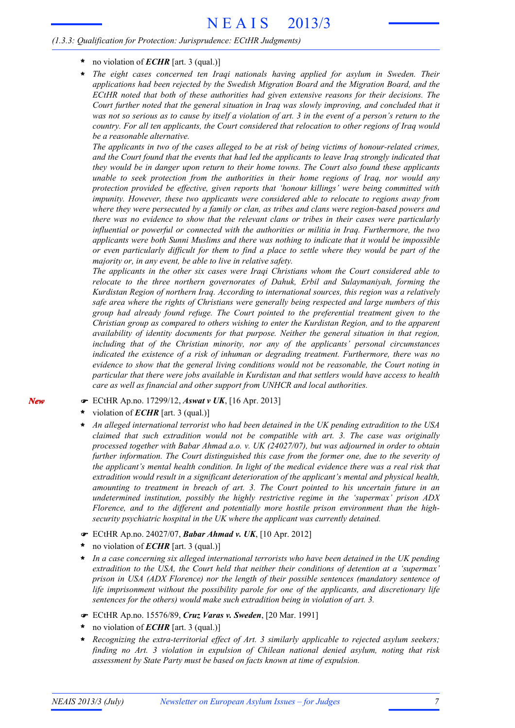- no violation of ***ECHR*** [art. 3 (qual.)]
- *The eight cases concerned ten Iraqi nationals having applied for asylum in Sweden. Their applications had been rejected by the Swedish Migration Board and the Migration Board, and the ECtHR noted that both of these authorities had given extensive reasons for their decisions. The Court further noted that the general situation in Iraq was slowly improving, and concluded that it was not so serious as to cause by itself a violation of art. 3 in the event of a person's return to the country. For all ten applicants, the Court considered that relocation to other regions of Iraq would be a reasonable alternative.*
  *The applicants in two of the cases alleged to be at risk of being victims of honour-related crimes, and the Court found that the events that had led the applicants to leave Iraq strongly indicated that they would be in danger upon return to their home towns. The Court also found these applicants unable to seek protection from the authorities in their home regions of Iraq, nor would any protection provided be effective, given reports that 'honour killings' were being committed with impunity. However, these two applicants were considered able to relocate to regions away from where they were persecuted by a family or clan, as tribes and clans were region-based powers and there was no evidence to show that the relevant clans or tribes in their cases were particularly influential or powerful or connected with the authorities or militia in Iraq. Furthermore, the two applicants were both Sunni Muslims and there was nothing to indicate that it would be impossible or even particularly difficult for them to find a place to settle where they would be part of the majority or, in any event, be able to live in relative safety.*
  *The applicants in the other six cases were Iraqi Christians whom the Court considered able to relocate to the three northern governorates of Dahuk, Erbil and Sulaymaniyah, forming the Kurdistan Region of northern Iraq. According to international sources, this region was a relatively safe area where the rights of Christians were generally being respected and large numbers of this group had already found refuge. The Court pointed to the preferential treatment given to the Christian group as compared to others wishing to enter the Kurdistan Region, and to the apparent availability of identity documents for that purpose. Neither the general situation in that region, including that of the Christian minority, nor any of the applicants' personal circumstances indicated the existence of a risk of inhuman or degrading treatment. Furthermore, there was no evidence to show that the general living conditions would not be reasonable, the Court noting in particular that there were jobs available in Kurdistan and that settlers would have access to health care as well as financial and other support from UNHCR and local authorities.*

***New***

- ☛ ECtHR Ap.no. 17299/12, ***Aswat v UK***, [16 Apr. 2013]
- violation of ***ECHR*** [art. 3 (qual.)]
- *An alleged international terrorist who had been detained in the UK pending extradition to the USA claimed that such extradition would not be compatible with art. 3. The case was originally processed together with Babar Ahmad a.o. v. UK (24027/07), but was adjourned in order to obtain further information. The Court distinguished this case from the former one, due to the severity of the applicant's mental health condition. In light of the medical evidence there was a real risk that extradition would result in a significant deterioration of the applicant's mental and physical health, amounting to treatment in breach of art. 3. The Court pointed to his uncertain future in an undetermined institution, possibly the highly restrictive regime in the 'supermax' prison ADX Florence, and to the different and potentially more hostile prison environment than the high-security psychiatric hospital in the UK where the applicant was currently detained.*

- ☛ ECtHR Ap.no. 24027/07, ***Babar Ahmad v. UK***, [10 Apr. 2012]
- no violation of ***ECHR*** [art. 3 (qual.)]
- *In a case concerning six alleged international terrorists who have been detained in the UK pending extradition to the USA, the Court held that neither their conditions of detention at a 'supermax' prison in USA (ADX Florence) nor the length of their possible sentences (mandatory sentence of life imprisonment without the possibility parole for one of the applicants, and discretionary life sentences for the others) would make such extradition being in violation of art. 3.*

- ☛ ECtHR Ap.no. 15576/89, ***Cruz Varas v. Sweden***, [20 Mar. 1991]
- no violation of ***ECHR*** [art. 3 (qual.)]
- *Recognizing the extra-territorial effect of Art. 3 similarly applicable to rejected asylum seekers; finding no Art. 3 violation in expulsion of Chilean national denied asylum, noting that risk assessment by State Party must be based on facts known at time of expulsion.*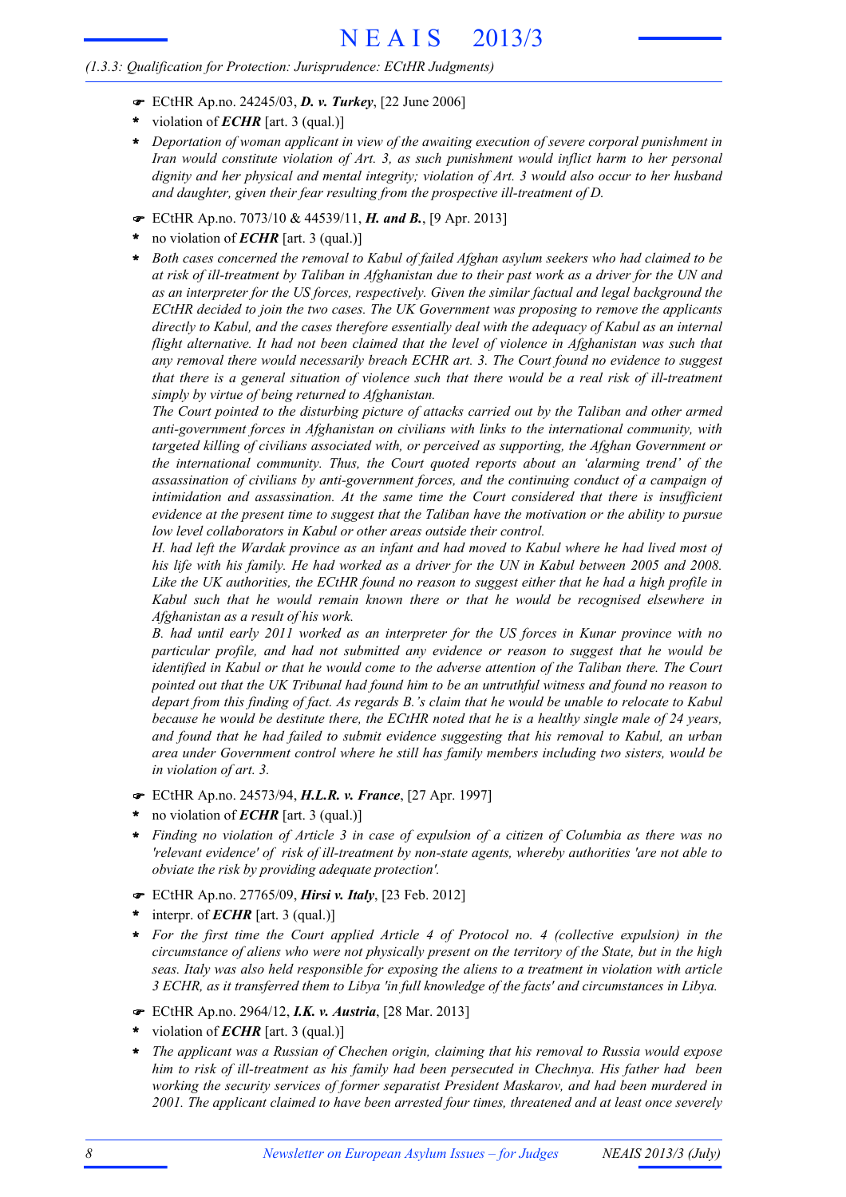*(1.3.3: Qualification for Protection: Jurisprudence: ECtHR Judgments)*

- ☛ ECtHR Ap.no. 24245/03, ***D. v. Turkey***, [22 June 2006]
- * violation of ***ECHR*** [art. 3 (qual.)]
- * *Deportation of woman applicant in view of the awaiting execution of severe corporal punishment in Iran would constitute violation of Art. 3, as such punishment would inflict harm to her personal dignity and her physical and mental integrity; violation of Art. 3 would also occur to her husband and daughter, given their fear resulting from the prospective ill-treatment of D.*

- ☛ ECtHR Ap.no. 7073/10 & 44539/11, ***H. and B.***, [9 Apr. 2013]
- * no violation of ***ECHR*** [art. 3 (qual.)]
- * *Both cases concerned the removal to Kabul of failed Afghan asylum seekers who had claimed to be at risk of ill-treatment by Taliban in Afghanistan due to their past work as a driver for the UN and as an interpreter for the US forces, respectively. Given the similar factual and legal background the ECtHR decided to join the two cases. The UK Government was proposing to remove the applicants directly to Kabul, and the cases therefore essentially deal with the adequacy of Kabul as an internal flight alternative. It had not been claimed that the level of violence in Afghanistan was such that any removal there would necessarily breach ECHR art. 3. The Court found no evidence to suggest that there is a general situation of violence such that there would be a real risk of ill-treatment simply by virtue of being returned to Afghanistan.*

  *The Court pointed to the disturbing picture of attacks carried out by the Taliban and other armed anti-government forces in Afghanistan on civilians with links to the international community, with targeted killing of civilians associated with, or perceived as supporting, the Afghan Government or the international community. Thus, the Court quoted reports about an 'alarming trend' of the assassination of civilians by anti-government forces, and the continuing conduct of a campaign of intimidation and assassination. At the same time the Court considered that there is insufficient evidence at the present time to suggest that the Taliban have the motivation or the ability to pursue low level collaborators in Kabul or other areas outside their control.*

  *H. had left the Wardak province as an infant and had moved to Kabul where he had lived most of his life with his family. He had worked as a driver for the UN in Kabul between 2005 and 2008. Like the UK authorities, the ECtHR found no reason to suggest either that he had a high profile in Kabul such that he would remain known there or that he would be recognised elsewhere in Afghanistan as a result of his work.*

  *B. had until early 2011 worked as an interpreter for the US forces in Kunar province with no particular profile, and had not submitted any evidence or reason to suggest that he would be identified in Kabul or that he would come to the adverse attention of the Taliban there. The Court pointed out that the UK Tribunal had found him to be an untruthful witness and found no reason to depart from this finding of fact. As regards B.'s claim that he would be unable to relocate to Kabul because he would be destitute there, the ECtHR noted that he is a healthy single male of 24 years, and found that he had failed to submit evidence suggesting that his removal to Kabul, an urban area under Government control where he still has family members including two sisters, would be in violation of art. 3.*

- ☛ ECtHR Ap.no. 24573/94, ***H.L.R. v. France***, [27 Apr. 1997]
- * no violation of ***ECHR*** [art. 3 (qual.)]
- * *Finding no violation of Article 3 in case of expulsion of a citizen of Columbia as there was no 'relevant evidence' of risk of ill-treatment by non-state agents, whereby authorities 'are not able to obviate the risk by providing adequate protection'.*

- ☛ ECtHR Ap.no. 27765/09, ***Hirsi v. Italy***, [23 Feb. 2012]
- * interpr. of ***ECHR*** [art. 3 (qual.)]
- * *For the first time the Court applied Article 4 of Protocol no. 4 (collective expulsion) in the circumstance of aliens who were not physically present on the territory of the State, but in the high seas. Italy was also held responsible for exposing the aliens to a treatment in violation with article 3 ECHR, as it transferred them to Libya 'in full knowledge of the facts' and circumstances in Libya.*

- ☛ ECtHR Ap.no. 2964/12, ***I.K. v. Austria***, [28 Mar. 2013]
- * violation of ***ECHR*** [art. 3 (qual.)]
- * *The applicant was a Russian of Chechen origin, claiming that his removal to Russia would expose him to risk of ill-treatment as his family had been persecuted in Chechnya. His father had been working the security services of former separatist President Maskarov, and had been murdered in 2001. The applicant claimed to have been arrested four times, threatened and at least once severely*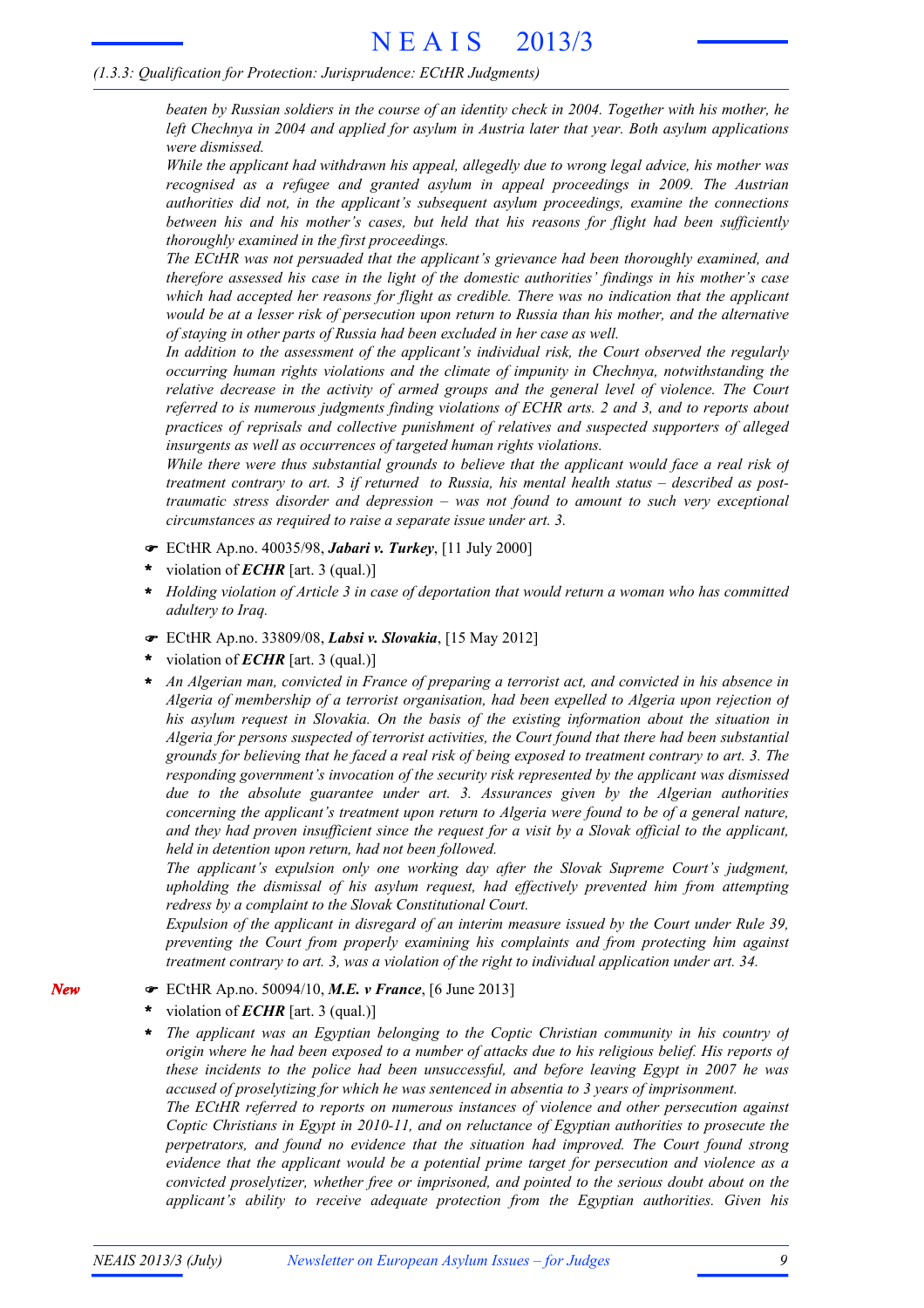*beaten by Russian soldiers in the course of an identity check in 2004. Together with his mother, he left Chechnya in 2004 and applied for asylum in Austria later that year. Both asylum applications were dismissed.*

*While the applicant had withdrawn his appeal, allegedly due to wrong legal advice, his mother was recognised as a refugee and granted asylum in appeal proceedings in 2009. The Austrian authorities did not, in the applicant's subsequent asylum proceedings, examine the connections between his and his mother's cases, but held that his reasons for flight had been sufficiently thoroughly examined in the first proceedings.*

*The ECtHR was not persuaded that the applicant's grievance had been thoroughly examined, and therefore assessed his case in the light of the domestic authorities' findings in his mother's case which had accepted her reasons for flight as credible. There was no indication that the applicant would be at a lesser risk of persecution upon return to Russia than his mother, and the alternative of staying in other parts of Russia had been excluded in her case as well.*

*In addition to the assessment of the applicant's individual risk, the Court observed the regularly occurring human rights violations and the climate of impunity in Chechnya, notwithstanding the relative decrease in the activity of armed groups and the general level of violence. The Court referred to is numerous judgments finding violations of ECHR arts. 2 and 3, and to reports about practices of reprisals and collective punishment of relatives and suspected supporters of alleged insurgents as well as occurrences of targeted human rights violations.*

*While there were thus substantial grounds to believe that the applicant would face a real risk of treatment contrary to art. 3 if returned to Russia, his mental health status – described as post-traumatic stress disorder and depression – was not found to amount to such very exceptional circumstances as required to raise a separate issue under art. 3.*

- ☛ ECtHR Ap.no. 40035/98, ***Jabari v. Turkey***, [11 July 2000]
- \* violation of ***ECHR*** [art. 3 (qual.)]
- \* *Holding violation of Article 3 in case of deportation that would return a woman who has committed adultery to Iraq.*

- ☛ ECtHR Ap.no. 33809/08, ***Labsi v. Slovakia***, [15 May 2012]
- \* violation of ***ECHR*** [art. 3 (qual.)]
- \* *An Algerian man, convicted in France of preparing a terrorist act, and convicted in his absence in Algeria of membership of a terrorist organisation, had been expelled to Algeria upon rejection of his asylum request in Slovakia. On the basis of the existing information about the situation in Algeria for persons suspected of terrorist activities, the Court found that there had been substantial grounds for believing that he faced a real risk of being exposed to treatment contrary to art. 3. The responding government's invocation of the security risk represented by the applicant was dismissed due to the absolute guarantee under art. 3. Assurances given by the Algerian authorities concerning the applicant's treatment upon return to Algeria were found to be of a general nature, and they had proven insufficient since the request for a visit by a Slovak official to the applicant, held in detention upon return, had not been followed.*

  *The applicant's expulsion only one working day after the Slovak Supreme Court's judgment, upholding the dismissal of his asylum request, had effectively prevented him from attempting redress by a complaint to the Slovak Constitutional Court.*

  *Expulsion of the applicant in disregard of an interim measure issued by the Court under Rule 39, preventing the Court from properly examining his complaints and from protecting him against treatment contrary to art. 3, was a violation of the right to individual application under art. 34.*

*New*

- ☛ ECtHR Ap.no. 50094/10, ***M.E. v France***, [6 June 2013]
- \* violation of ***ECHR*** [art. 3 (qual.)]
- \* *The applicant was an Egyptian belonging to the Coptic Christian community in his country of origin where he had been exposed to a number of attacks due to his religious belief. His reports of these incidents to the police had been unsuccessful, and before leaving Egypt in 2007 he was accused of proselytizing for which he was sentenced in absentia to 3 years of imprisonment.*

  *The ECtHR referred to reports on numerous instances of violence and other persecution against Coptic Christians in Egypt in 2010-11, and on reluctance of Egyptian authorities to prosecute the perpetrators, and found no evidence that the situation had improved. The Court found strong evidence that the applicant would be a potential prime target for persecution and violence as a convicted proselytizer, whether free or imprisoned, and pointed to the serious doubt about on the applicant's ability to receive adequate protection from the Egyptian authorities. Given his*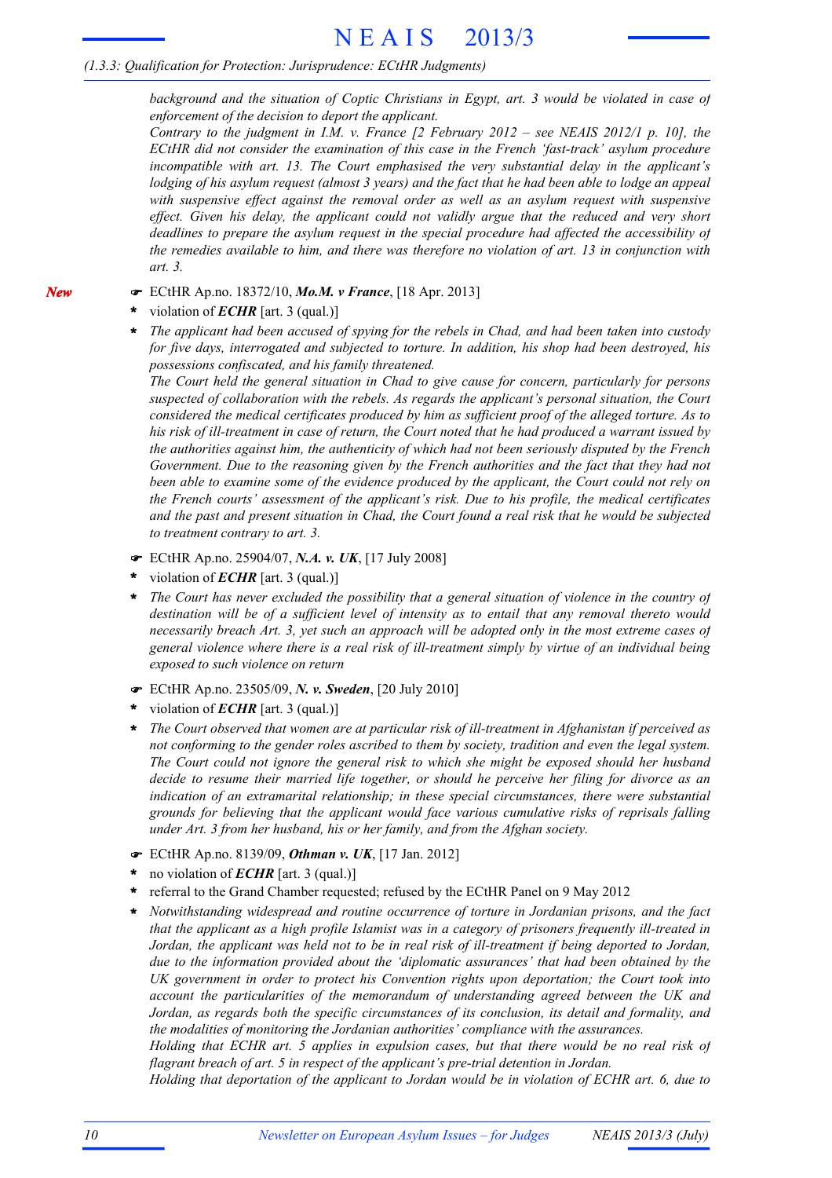*background and the situation of Coptic Christians in Egypt, art. 3 would be violated in case of enforcement of the decision to deport the applicant.*

*Contrary to the judgment in I.M. v. France [2 February 2012 – see NEAIS 2012/1 p. 10], the ECtHR did not consider the examination of this case in the French 'fast-track' asylum procedure incompatible with art. 13. The Court emphasised the very substantial delay in the applicant's lodging of his asylum request (almost 3 years) and the fact that he had been able to lodge an appeal with suspensive effect against the removal order as well as an asylum request with suspensive effect. Given his delay, the applicant could not validly argue that the reduced and very short deadlines to prepare the asylum request in the special procedure had affected the accessibility of the remedies available to him, and there was therefore no violation of art. 13 in conjunction with art. 3.*

*New*

☛ ECtHR Ap.no. 18372/10, ***Mo.M. v France***, [18 Apr. 2013]

- violation of ***ECHR*** [art. 3 (qual.)]
- *The applicant had been accused of spying for the rebels in Chad, and had been taken into custody for five days, interrogated and subjected to torture. In addition, his shop had been destroyed, his possessions confiscated, and his family threatened.*
  *The Court held the general situation in Chad to give cause for concern, particularly for persons suspected of collaboration with the rebels. As regards the applicant's personal situation, the Court considered the medical certificates produced by him as sufficient proof of the alleged torture. As to his risk of ill-treatment in case of return, the Court noted that he had produced a warrant issued by the authorities against him, the authenticity of which had not been seriously disputed by the French Government. Due to the reasoning given by the French authorities and the fact that they had not been able to examine some of the evidence produced by the applicant, the Court could not rely on the French courts' assessment of the applicant's risk. Due to his profile, the medical certificates and the past and present situation in Chad, the Court found a real risk that he would be subjected to treatment contrary to art. 3.*

☛ ECtHR Ap.no. 25904/07, ***N.A. v. UK***, [17 July 2008]

- violation of ***ECHR*** [art. 3 (qual.)]
- *The Court has never excluded the possibility that a general situation of violence in the country of destination will be of a sufficient level of intensity as to entail that any removal thereto would necessarily breach Art. 3, yet such an approach will be adopted only in the most extreme cases of general violence where there is a real risk of ill-treatment simply by virtue of an individual being exposed to such violence on return*

☛ ECtHR Ap.no. 23505/09, ***N. v. Sweden***, [20 July 2010]

- violation of ***ECHR*** [art. 3 (qual.)]
- *The Court observed that women are at particular risk of ill-treatment in Afghanistan if perceived as not conforming to the gender roles ascribed to them by society, tradition and even the legal system. The Court could not ignore the general risk to which she might be exposed should her husband decide to resume their married life together, or should he perceive her filing for divorce as an indication of an extramarital relationship; in these special circumstances, there were substantial grounds for believing that the applicant would face various cumulative risks of reprisals falling under Art. 3 from her husband, his or her family, and from the Afghan society.*

☛ ECtHR Ap.no. 8139/09, ***Othman v. UK***, [17 Jan. 2012]

- no violation of ***ECHR*** [art. 3 (qual.)]
- referral to the Grand Chamber requested; refused by the ECtHR Panel on 9 May 2012
- *Notwithstanding widespread and routine occurrence of torture in Jordanian prisons, and the fact that the applicant as a high profile Islamist was in a category of prisoners frequently ill-treated in Jordan, the applicant was held not to be in real risk of ill-treatment if being deported to Jordan, due to the information provided about the 'diplomatic assurances' that had been obtained by the UK government in order to protect his Convention rights upon deportation; the Court took into account the particularities of the memorandum of understanding agreed between the UK and Jordan, as regards both the specific circumstances of its conclusion, its detail and formality, and the modalities of monitoring the Jordanian authorities' compliance with the assurances.*
  *Holding that ECHR art. 5 applies in expulsion cases, but that there would be no real risk of flagrant breach of art. 5 in respect of the applicant's pre-trial detention in Jordan.*
  *Holding that deportation of the applicant to Jordan would be in violation of ECHR art. 6, due to*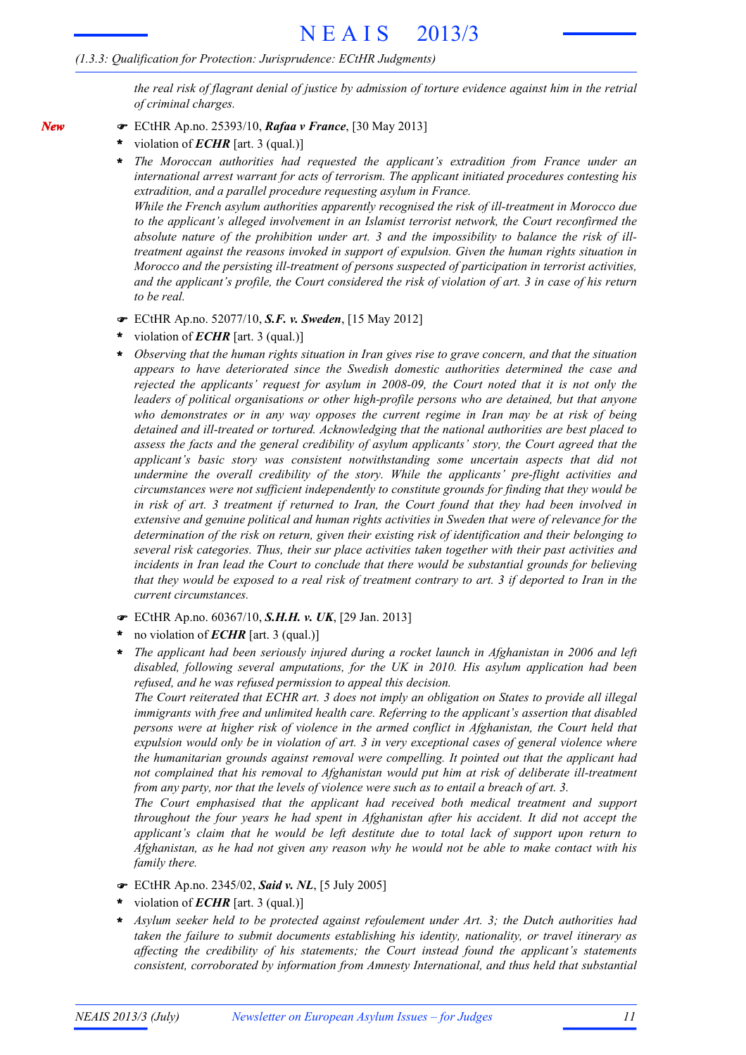*the real risk of flagrant denial of justice by admission of torture evidence against him in the retrial of criminal charges.*

*New*

☛ ECtHR Ap.no. 25393/10, ***Rafaa v France***, [30 May 2013]

\* violation of ***ECHR*** [art. 3 (qual.)]

\* *The Moroccan authorities had requested the applicant's extradition from France under an international arrest warrant for acts of terrorism. The applicant initiated procedures contesting his extradition, and a parallel procedure requesting asylum in France.*
*While the French asylum authorities apparently recognised the risk of ill-treatment in Morocco due to the applicant's alleged involvement in an Islamist terrorist network, the Court reconfirmed the absolute nature of the prohibition under art. 3 and the impossibility to balance the risk of ill-treatment against the reasons invoked in support of expulsion. Given the human rights situation in Morocco and the persisting ill-treatment of persons suspected of participation in terrorist activities, and the applicant's profile, the Court considered the risk of violation of art. 3 in case of his return to be real.*

☛ ECtHR Ap.no. 52077/10, ***S.F. v. Sweden***, [15 May 2012]

\* violation of ***ECHR*** [art. 3 (qual.)]

\* *Observing that the human rights situation in Iran gives rise to grave concern, and that the situation appears to have deteriorated since the Swedish domestic authorities determined the case and rejected the applicants' request for asylum in 2008-09, the Court noted that it is not only the leaders of political organisations or other high-profile persons who are detained, but that anyone who demonstrates or in any way opposes the current regime in Iran may be at risk of being detained and ill-treated or tortured. Acknowledging that the national authorities are best placed to assess the facts and the general credibility of asylum applicants' story, the Court agreed that the applicant's basic story was consistent notwithstanding some uncertain aspects that did not undermine the overall credibility of the story. While the applicants' pre-flight activities and circumstances were not sufficient independently to constitute grounds for finding that they would be in risk of art. 3 treatment if returned to Iran, the Court found that they had been involved in extensive and genuine political and human rights activities in Sweden that were of relevance for the determination of the risk on return, given their existing risk of identification and their belonging to several risk categories. Thus, their sur place activities taken together with their past activities and incidents in Iran lead the Court to conclude that there would be substantial grounds for believing that they would be exposed to a real risk of treatment contrary to art. 3 if deported to Iran in the current circumstances.*

☛ ECtHR Ap.no. 60367/10, ***S.H.H. v. UK***, [29 Jan. 2013]

\* no violation of ***ECHR*** [art. 3 (qual.)]

\* *The applicant had been seriously injured during a rocket launch in Afghanistan in 2006 and left disabled, following several amputations, for the UK in 2010. His asylum application had been refused, and he was refused permission to appeal this decision.*
*The Court reiterated that ECHR art. 3 does not imply an obligation on States to provide all illegal immigrants with free and unlimited health care. Referring to the applicant's assertion that disabled persons were at higher risk of violence in the armed conflict in Afghanistan, the Court held that expulsion would only be in violation of art. 3 in very exceptional cases of general violence where the humanitarian grounds against removal were compelling. It pointed out that the applicant had not complained that his removal to Afghanistan would put him at risk of deliberate ill-treatment from any party, nor that the levels of violence were such as to entail a breach of art. 3.*
*The Court emphasised that the applicant had received both medical treatment and support throughout the four years he had spent in Afghanistan after his accident. It did not accept the applicant's claim that he would be left destitute due to total lack of support upon return to Afghanistan, as he had not given any reason why he would not be able to make contact with his family there.*

☛ ECtHR Ap.no. 2345/02, ***Said v. NL***, [5 July 2005]

\* violation of ***ECHR*** [art. 3 (qual.)]

\* *Asylum seeker held to be protected against refoulement under Art. 3; the Dutch authorities had taken the failure to submit documents establishing his identity, nationality, or travel itinerary as affecting the credibility of his statements; the Court instead found the applicant's statements consistent, corroborated by information from Amnesty International, and thus held that substantial*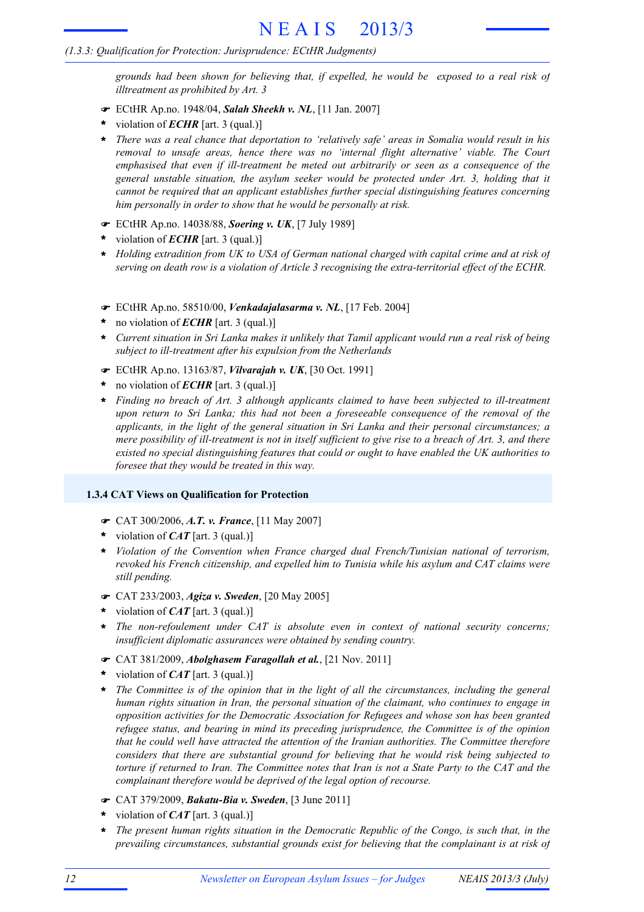*grounds had been shown for believing that, if expelled, he would be exposed to a real risk of illtreatment as prohibited by Art. 3*

- ☛ ECtHR Ap.no. 1948/04, ***Salah Sheekh v. NL***, [11 Jan. 2007]
- * violation of ***ECHR*** [art. 3 (qual.)]
- * *There was a real chance that deportation to 'relatively safe' areas in Somalia would result in his removal to unsafe areas, hence there was no 'internal flight alternative' viable. The Court emphasised that even if ill-treatment be meted out arbitrarily or seen as a consequence of the general unstable situation, the asylum seeker would be protected under Art. 3, holding that it cannot be required that an applicant establishes further special distinguishing features concerning him personally in order to show that he would be personally at risk.*

- ☛ ECtHR Ap.no. 14038/88, ***Soering v. UK***, [7 July 1989]
- * violation of ***ECHR*** [art. 3 (qual.)]
- * *Holding extradition from UK to USA of German national charged with capital crime and at risk of serving on death row is a violation of Article 3 recognising the extra-territorial effect of the ECHR.*

- ☛ ECtHR Ap.no. 58510/00, ***Venkadajalasarma v. NL***, [17 Feb. 2004]
- * no violation of ***ECHR*** [art. 3 (qual.)]
- * *Current situation in Sri Lanka makes it unlikely that Tamil applicant would run a real risk of being subject to ill-treatment after his expulsion from the Netherlands*

- ☛ ECtHR Ap.no. 13163/87, ***Vilvarajah v. UK***, [30 Oct. 1991]
- * no violation of ***ECHR*** [art. 3 (qual.)]
- * *Finding no breach of Art. 3 although applicants claimed to have been subjected to ill-treatment upon return to Sri Lanka; this had not been a foreseeable consequence of the removal of the applicants, in the light of the general situation in Sri Lanka and their personal circumstances; a mere possibility of ill-treatment is not in itself sufficient to give rise to a breach of Art. 3, and there existed no special distinguishing features that could or ought to have enabled the UK authorities to foresee that they would be treated in this way.*

### 1.3.4 CAT Views on Qualification for Protection

- ☛ CAT 300/2006, ***A.T. v. France***, [11 May 2007]
- * violation of ***CAT*** [art. 3 (qual.)]
- * *Violation of the Convention when France charged dual French/Tunisian national of terrorism, revoked his French citizenship, and expelled him to Tunisia while his asylum and CAT claims were still pending.*

- ☛ CAT 233/2003, ***Agiza v. Sweden***, [20 May 2005]
- * violation of ***CAT*** [art. 3 (qual.)]
- * *The non-refoulement under CAT is absolute even in context of national security concerns; insufficient diplomatic assurances were obtained by sending country.*

- ☛ CAT 381/2009, ***Abolghasem Faragollah et al.***, [21 Nov. 2011]
- * violation of ***CAT*** [art. 3 (qual.)]
- * *The Committee is of the opinion that in the light of all the circumstances, including the general human rights situation in Iran, the personal situation of the claimant, who continues to engage in opposition activities for the Democratic Association for Refugees and whose son has been granted refugee status, and bearing in mind its preceding jurisprudence, the Committee is of the opinion that he could well have attracted the attention of the Iranian authorities. The Committee therefore considers that there are substantial ground for believing that he would risk being subjected to torture if returned to Iran. The Committee notes that Iran is not a State Party to the CAT and the complainant therefore would be deprived of the legal option of recourse.*

- ☛ CAT 379/2009, ***Bakatu-Bia v. Sweden***, [3 June 2011]
- * violation of ***CAT*** [art. 3 (qual.)]
- * *The present human rights situation in the Democratic Republic of the Congo, is such that, in the prevailing circumstances, substantial grounds exist for believing that the complainant is at risk of*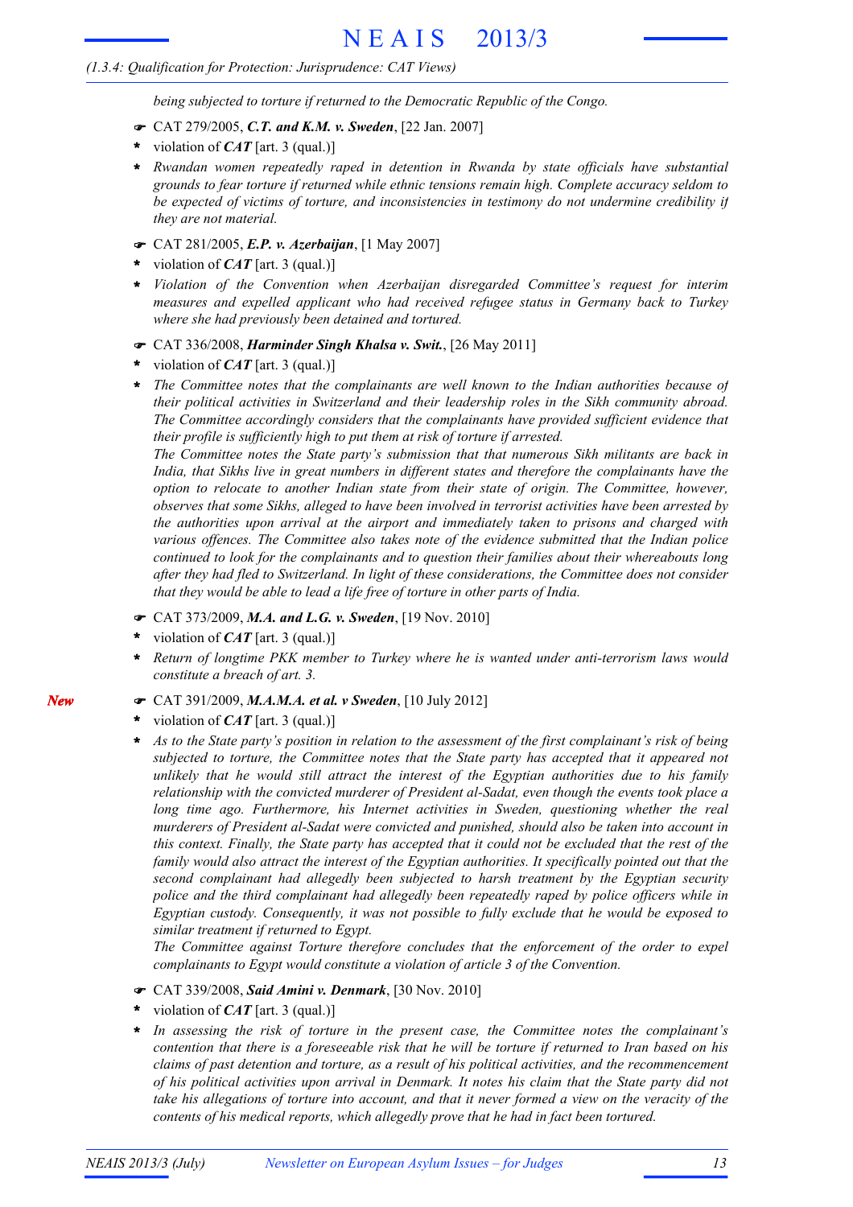*being subjected to torture if returned to the Democratic Republic of the Congo.*

☛ CAT 279/2005, ***C.T. and K.M. v. Sweden***, [22 Jan. 2007]

- violation of ***CAT*** [art. 3 (qual.)]
- *Rwandan women repeatedly raped in detention in Rwanda by state officials have substantial grounds to fear torture if returned while ethnic tensions remain high. Complete accuracy seldom to be expected of victims of torture, and inconsistencies in testimony do not undermine credibility if they are not material.*

☛ CAT 281/2005, ***E.P. v. Azerbaijan***, [1 May 2007]

- violation of ***CAT*** [art. 3 (qual.)]
- *Violation of the Convention when Azerbaijan disregarded Committee's request for interim measures and expelled applicant who had received refugee status in Germany back to Turkey where she had previously been detained and tortured.*

☛ CAT 336/2008, ***Harminder Singh Khalsa v. Swit.***, [26 May 2011]

- violation of ***CAT*** [art. 3 (qual.)]
- *The Committee notes that the complainants are well known to the Indian authorities because of their political activities in Switzerland and their leadership roles in the Sikh community abroad. The Committee accordingly considers that the complainants have provided sufficient evidence that their profile is sufficiently high to put them at risk of torture if arrested.*
  *The Committee notes the State party's submission that that numerous Sikh militants are back in India, that Sikhs live in great numbers in different states and therefore the complainants have the option to relocate to another Indian state from their state of origin. The Committee, however, observes that some Sikhs, alleged to have been involved in terrorist activities have been arrested by the authorities upon arrival at the airport and immediately taken to prisons and charged with various offences. The Committee also takes note of the evidence submitted that the Indian police continued to look for the complainants and to question their families about their whereabouts long after they had fled to Switzerland. In light of these considerations, the Committee does not consider that they would be able to lead a life free of torture in other parts of India.*

☛ CAT 373/2009, ***M.A. and L.G. v. Sweden***, [19 Nov. 2010]

- violation of ***CAT*** [art. 3 (qual.)]
- *Return of longtime PKK member to Turkey where he is wanted under anti-terrorism laws would constitute a breach of art. 3.*

***New*** ☛ CAT 391/2009, ***M.A.M.A. et al. v Sweden***, [10 July 2012]

- violation of ***CAT*** [art. 3 (qual.)]
- *As to the State party's position in relation to the assessment of the first complainant's risk of being subjected to torture, the Committee notes that the State party has accepted that it appeared not unlikely that he would still attract the interest of the Egyptian authorities due to his family relationship with the convicted murderer of President al-Sadat, even though the events took place a long time ago. Furthermore, his Internet activities in Sweden, questioning whether the real murderers of President al-Sadat were convicted and punished, should also be taken into account in this context. Finally, the State party has accepted that it could not be excluded that the rest of the family would also attract the interest of the Egyptian authorities. It specifically pointed out that the second complainant had allegedly been subjected to harsh treatment by the Egyptian security police and the third complainant had allegedly been repeatedly raped by police officers while in Egyptian custody. Consequently, it was not possible to fully exclude that he would be exposed to similar treatment if returned to Egypt.*
  *The Committee against Torture therefore concludes that the enforcement of the order to expel complainants to Egypt would constitute a violation of article 3 of the Convention.*

☛ CAT 339/2008, ***Said Amini v. Denmark***, [30 Nov. 2010]

- violation of ***CAT*** [art. 3 (qual.)]
- *In assessing the risk of torture in the present case, the Committee notes the complainant's contention that there is a foreseeable risk that he will be torture if returned to Iran based on his claims of past detention and torture, as a result of his political activities, and the recommencement of his political activities upon arrival in Denmark. It notes his claim that the State party did not take his allegations of torture into account, and that it never formed a view on the veracity of the contents of his medical reports, which allegedly prove that he had in fact been tortured.*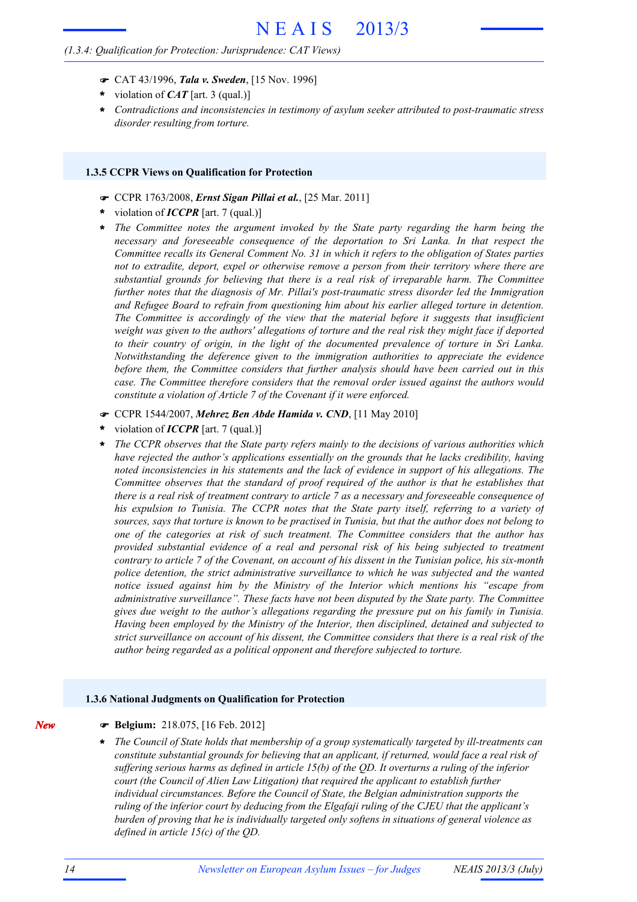(1.3.4: Qualification for Protection: Jurisprudence: CAT Views)

- ☛ CAT 43/1996, ***Tala v. Sweden***, [15 Nov. 1996]
- \* violation of ***CAT*** [art. 3 (qual.)]
- \* *Contradictions and inconsistencies in testimony of asylum seeker attributed to post-traumatic stress disorder resulting from torture.*

### 1.3.5 CCPR Views on Qualification for Protection

- ☛ CCPR 1763/2008, ***Ernst Sigan Pillai et al.***, [25 Mar. 2011]
- \* violation of ***ICCPR*** [art. 7 (qual.)]
- \* *The Committee notes the argument invoked by the State party regarding the harm being the necessary and foreseeable consequence of the deportation to Sri Lanka. In that respect the Committee recalls its General Comment No. 31 in which it refers to the obligation of States parties not to extradite, deport, expel or otherwise remove a person from their territory where there are substantial grounds for believing that there is a real risk of irreparable harm. The Committee further notes that the diagnosis of Mr. Pillai's post-traumatic stress disorder led the Immigration and Refugee Board to refrain from questioning him about his earlier alleged torture in detention. The Committee is accordingly of the view that the material before it suggests that insufficient weight was given to the authors' allegations of torture and the real risk they might face if deported to their country of origin, in the light of the documented prevalence of torture in Sri Lanka. Notwithstanding the deference given to the immigration authorities to appreciate the evidence before them, the Committee considers that further analysis should have been carried out in this case. The Committee therefore considers that the removal order issued against the authors would constitute a violation of Article 7 of the Covenant if it were enforced.*

- ☛ CCPR 1544/2007, ***Mehrez Ben Abde Hamida v. CND***, [11 May 2010]
- \* violation of ***ICCPR*** [art. 7 (qual.)]
- \* *The CCPR observes that the State party refers mainly to the decisions of various authorities which have rejected the author's applications essentially on the grounds that he lacks credibility, having noted inconsistencies in his statements and the lack of evidence in support of his allegations. The Committee observes that the standard of proof required of the author is that he establishes that there is a real risk of treatment contrary to article 7 as a necessary and foreseeable consequence of his expulsion to Tunisia. The CCPR notes that the State party itself, referring to a variety of sources, says that torture is known to be practised in Tunisia, but that the author does not belong to one of the categories at risk of such treatment. The Committee considers that the author has provided substantial evidence of a real and personal risk of his being subjected to treatment contrary to article 7 of the Covenant, on account of his dissent in the Tunisian police, his six-month police detention, the strict administrative surveillance to which he was subjected and the wanted notice issued against him by the Ministry of the Interior which mentions his "escape from administrative surveillance". These facts have not been disputed by the State party. The Committee gives due weight to the author's allegations regarding the pressure put on his family in Tunisia. Having been employed by the Ministry of the Interior, then disciplined, detained and subjected to strict surveillance on account of his dissent, the Committee considers that there is a real risk of the author being regarded as a political opponent and therefore subjected to torture.*

### 1.3.6 National Judgments on Qualification for Protection

*New*

- ☛ **Belgium:** 218.075, [16 Feb. 2012]
- \* *The Council of State holds that membership of a group systematically targeted by ill-treatments can constitute substantial grounds for believing that an applicant, if returned, would face a real risk of suffering serious harms as defined in article 15(b) of the QD. It overturns a ruling of the inferior court (the Council of Alien Law Litigation) that required the applicant to establish further individual circumstances. Before the Council of State, the Belgian administration supports the ruling of the inferior court by deducing from the Elgafaji ruling of the CJEU that the applicant's burden of proving that he is individually targeted only softens in situations of general violence as defined in article 15(c) of the QD.*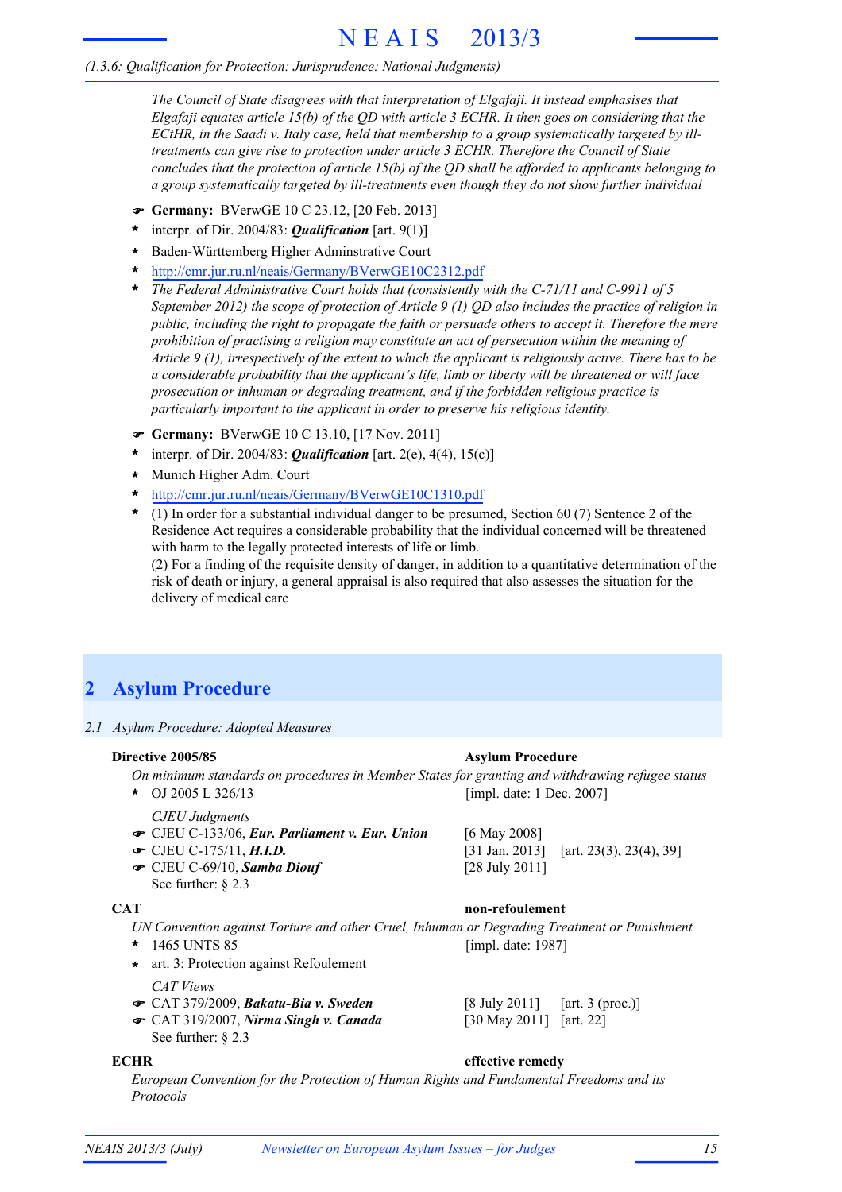*(1.3.6: Qualification for Protection: Jurisprudence: National Judgments)*

*The Council of State disagrees with that interpretation of Elgafaji. It instead emphasises that Elgafaji equates article 15(b) of the QD with article 3 ECHR. It then goes on considering that the ECtHR, in the Saadi v. Italy case, held that membership to a group systematically targeted by ill-treatments can give rise to protection under article 3 ECHR. Therefore the Council of State concludes that the protection of article 15(b) of the QD shall be afforded to applicants belonging to a group systematically targeted by ill-treatments even though they do not show further individual*

☛ **Germany:** BVerwGE 10 C 23.12, [20 Feb. 2013]
- interpr. of Dir. 2004/83: ***Qualification*** [art. 9(1)]
- Baden-Württemberg Higher Adminstrative Court
- http://cmr.jur.ru.nl/neais/Germany/BVerwGE10C2312.pdf
- *The Federal Administrative Court holds that (consistently with the C-71/11 and C-9911 of 5 September 2012) the scope of protection of Article 9 (1) QD also includes the practice of religion in public, including the right to propagate the faith or persuade others to accept it. Therefore the mere prohibition of practising a religion may constitute an act of persecution within the meaning of Article 9 (1), irrespectively of the extent to which the applicant is religiously active. There has to be a considerable probability that the applicant's life, limb or liberty will be threatened or will face prosecution or inhuman or degrading treatment, and if the forbidden religious practice is particularly important to the applicant in order to preserve his religious identity.*

☛ **Germany:** BVerwGE 10 C 13.10, [17 Nov. 2011]
- interpr. of Dir. 2004/83: ***Qualification*** [art. 2(e), 4(4), 15(c)]
- Munich Higher Adm. Court
- http://cmr.jur.ru.nl/neais/Germany/BVerwGE10C1310.pdf
- (1) In order for a substantial individual danger to be presumed, Section 60 (7) Sentence 2 of the Residence Act requires a considerable probability that the individual concerned will be threatened with harm to the legally protected interests of life or limb.
  (2) For a finding of the requisite density of danger, in addition to a quantitative determination of the risk of death or injury, a general appraisal is also required that also assesses the situation for the delivery of medical care

## 2 Asylum Procedure

### 2.1 Asylum Procedure: Adopted Measures

**Directive 2005/85** — **Asylum Procedure**

*On minimum standards on procedures in Member States for granting and withdrawing refugee status*

- OJ 2005 L 326/13 [impl. date: 1 Dec. 2007]

*CJEU Judgments*

☛ CJEU C-133/06, ***Eur. Parliament v. Eur. Union*** [6 May 2008]
☛ CJEU C-175/11, ***H.I.D.*** [31 Jan. 2013] [art. 23(3), 23(4), 39]
☛ CJEU C-69/10, ***Samba Diouf*** [28 July 2011]
See further: § 2.3

**CAT** — **non-refoulement**

*UN Convention against Torture and other Cruel, Inhuman or Degrading Treatment or Punishment*

- 1465 UNTS 85 [impl. date: 1987]
- art. 3: Protection against Refoulement

*CAT Views*

☛ CAT 379/2009, ***Bakatu-Bia v. Sweden*** [8 July 2011] [art. 3 (proc.)]
☛ CAT 319/2007, ***Nirma Singh v. Canada*** [30 May 2011] [art. 22]
See further: § 2.3

**ECHR** — **effective remedy**

*European Convention for the Protection of Human Rights and Fundamental Freedoms and its Protocols*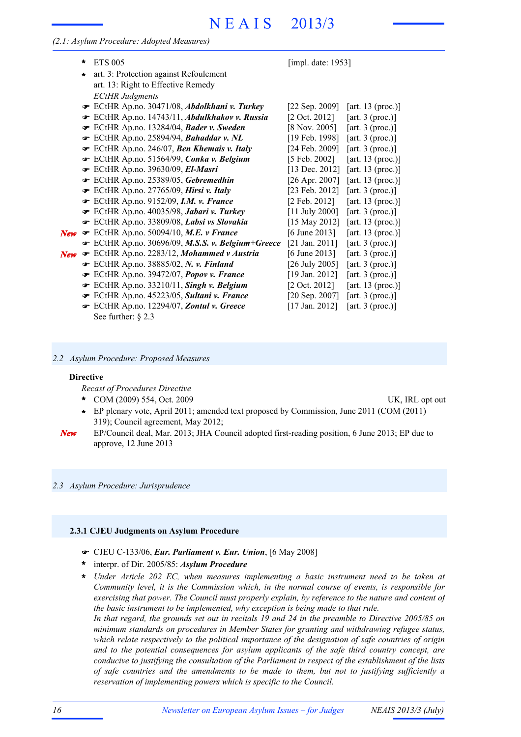*(2.1: Asylum Procedure: Adopted Measures)*

- * ETS 005 [impl. date: 1953]
- * art. 3: Protection against Refoulement
  art. 13: Right to Effective Remedy
  *ECtHR Judgments*
  - ☛ ECtHR Ap.no. 30471/08, ***Abdolkhani v. Turkey*** [22 Sep. 2009] [art. 13 (proc.)]
  - ☛ ECtHR Ap.no. 14743/11, ***Abdulkhakov v. Russia*** [2 Oct. 2012] [art. 3 (proc.)]
  - ☛ ECtHR Ap.no. 13284/04, ***Bader v. Sweden*** [8 Nov. 2005] [art. 3 (proc.)]
  - ☛ ECtHR Ap.no. 25894/94, ***Bahaddar v. NL*** [19 Feb. 1998] [art. 3 (proc.)]
  - ☛ ECtHR Ap.no. 246/07, ***Ben Khemais v. Italy*** [24 Feb. 2009] [art. 3 (proc.)]
  - ☛ ECtHR Ap.no. 51564/99, ***Conka v. Belgium*** [5 Feb. 2002] [art. 13 (proc.)]
  - ☛ ECtHR Ap.no. 39630/09, ***El-Masri*** [13 Dec. 2012] [art. 13 (proc.)]
  - ☛ ECtHR Ap.no. 25389/05, ***Gebremedhin*** [26 Apr. 2007] [art. 13 (proc.)]
  - ☛ ECtHR Ap.no. 27765/09, ***Hirsi v. Italy*** [23 Feb. 2012] [art. 3 (proc.)]
  - ☛ ECtHR Ap.no. 9152/09, ***I.M. v. France*** [2 Feb. 2012] [art. 13 (proc.)]
  - ☛ ECtHR Ap.no. 40035/98, ***Jabari v. Turkey*** [11 July 2000] [art. 3 (proc.)]
  - ☛ ECtHR Ap.no. 33809/08, ***Labsi vs Slovakia*** [15 May 2012] [art. 13 (proc.)]
  - ***New*** ☛ ECtHR Ap.no. 50094/10, ***M.E. v France*** [6 June 2013] [art. 13 (proc.)]
  - ☛ ECtHR Ap.no. 30696/09, ***M.S.S. v. Belgium+Greece*** [21 Jan. 2011] [art. 3 (proc.)]
  - ***New*** ☛ ECtHR Ap.no. 2283/12, ***Mohammed v Austria*** [6 June 2013] [art. 3 (proc.)]
  - ☛ ECtHR Ap.no. 38885/02, ***N. v. Finland*** [26 July 2005] [art. 3 (proc.)]
  - ☛ ECtHR Ap.no. 39472/07, ***Popov v. France*** [19 Jan. 2012] [art. 3 (proc.)]
  - ☛ ECtHR Ap.no. 33210/11, ***Singh v. Belgium*** [2 Oct. 2012] [art. 13 (proc.)]
  - ☛ ECtHR Ap.no. 45223/05, ***Sultani v. France*** [20 Sep. 2007] [art. 3 (proc.)]
  - ☛ ECtHR Ap.no. 12294/07, ***Zontul v. Greece*** [17 Jan. 2012] [art. 3 (proc.)]

  See further: § 2.3

## *2.2 Asylum Procedure: Proposed Measures*

**Directive**

*Recast of Procedures Directive*

- * COM (2009) 554, Oct. 2009 — UK, IRL opt out
- * EP plenary vote, April 2011; amended text proposed by Commission, June 2011 (COM (2011) 319); Council agreement, May 2012;

***New*** EP/Council deal, Mar. 2013; JHA Council adopted first-reading position, 6 June 2013; EP due to approve, 12 June 2013

## *2.3 Asylum Procedure: Jurisprudence*

### 2.3.1 CJEU Judgments on Asylum Procedure

- ☛ CJEU C-133/06, ***Eur. Parliament v. Eur. Union***, [6 May 2008]
- * interpr. of Dir. 2005/85: ***Asylum Procedure***
- * *Under Article 202 EC, when measures implementing a basic instrument need to be taken at Community level, it is the Commission which, in the normal course of events, is responsible for exercising that power. The Council must properly explain, by reference to the nature and content of the basic instrument to be implemented, why exception is being made to that rule.*
  *In that regard, the grounds set out in recitals 19 and 24 in the preamble to Directive 2005/85 on minimum standards on procedures in Member States for granting and withdrawing refugee status, which relate respectively to the political importance of the designation of safe countries of origin and to the potential consequences for asylum applicants of the safe third country concept, are conducive to justifying the consultation of the Parliament in respect of the establishment of the lists of safe countries and the amendments to be made to them, but not to justifying sufficiently a reservation of implementing powers which is specific to the Council.*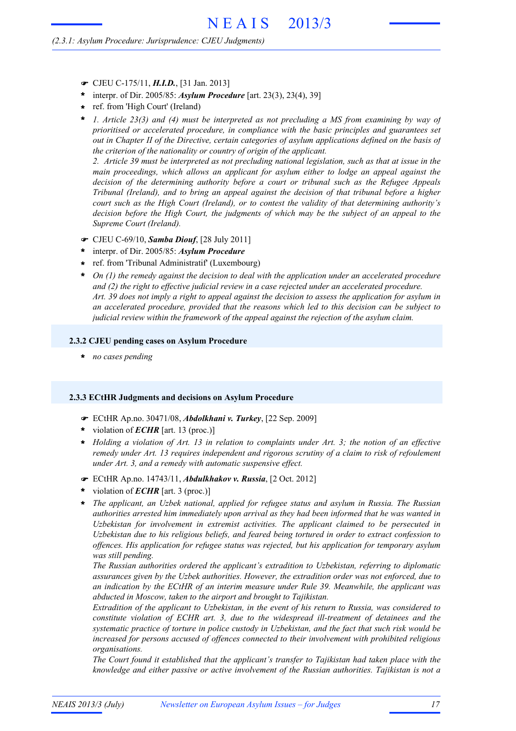- ☛ CJEU C-175/11, ***H.I.D.***, [31 Jan. 2013]
- \* interpr. of Dir. 2005/85: ***Asylum Procedure*** [art. 23(3), 23(4), 39]
- \* ref. from 'High Court' (Ireland)
- \* *1. Article 23(3) and (4) must be interpreted as not precluding a MS from examining by way of prioritised or accelerated procedure, in compliance with the basic principles and guarantees set out in Chapter II of the Directive, certain categories of asylum applications defined on the basis of the criterion of the nationality or country of origin of the applicant.*
  *2. Article 39 must be interpreted as not precluding national legislation, such as that at issue in the main proceedings, which allows an applicant for asylum either to lodge an appeal against the decision of the determining authority before a court or tribunal such as the Refugee Appeals Tribunal (Ireland), and to bring an appeal against the decision of that tribunal before a higher court such as the High Court (Ireland), or to contest the validity of that determining authority's decision before the High Court, the judgments of which may be the subject of an appeal to the Supreme Court (Ireland).*

- ☛ CJEU C-69/10, ***Samba Diouf***, [28 July 2011]
- \* interpr. of Dir. 2005/85: ***Asylum Procedure***
- \* ref. from 'Tribunal Administratif' (Luxembourg)
- \* *On (1) the remedy against the decision to deal with the application under an accelerated procedure and (2) the right to effective judicial review in a case rejected under an accelerated procedure.*
  *Art. 39 does not imply a right to appeal against the decision to assess the application for asylum in an accelerated procedure, provided that the reasons which led to this decision can be subject to judicial review within the framework of the appeal against the rejection of the asylum claim.*

### 2.3.2 CJEU pending cases on Asylum Procedure

- \* *no cases pending*

### 2.3.3 ECtHR Judgments and decisions on Asylum Procedure

- ☛ ECtHR Ap.no. 30471/08, ***Abdolkhani v. Turkey***, [22 Sep. 2009]
- \* violation of ***ECHR*** [art. 13 (proc.)]
- \* *Holding a violation of Art. 13 in relation to complaints under Art. 3; the notion of an effective remedy under Art. 13 requires independent and rigorous scrutiny of a claim to risk of refoulement under Art. 3, and a remedy with automatic suspensive effect.*

- ☛ ECtHR Ap.no. 14743/11, ***Abdulkhakov v. Russia***, [2 Oct. 2012]
- \* violation of ***ECHR*** [art. 3 (proc.)]
- \* *The applicant, an Uzbek national, applied for refugee status and asylum in Russia. The Russian authorities arrested him immediately upon arrival as they had been informed that he was wanted in Uzbekistan for involvement in extremist activities. The applicant claimed to be persecuted in Uzbekistan due to his religious beliefs, and feared being tortured in order to extract confession to offences. His application for refugee status was rejected, but his application for temporary asylum was still pending.*
  *The Russian authorities ordered the applicant's extradition to Uzbekistan, referring to diplomatic assurances given by the Uzbek authorities. However, the extradition order was not enforced, due to an indication by the ECtHR of an interim measure under Rule 39. Meanwhile, the applicant was abducted in Moscow, taken to the airport and brought to Tajikistan.*
  *Extradition of the applicant to Uzbekistan, in the event of his return to Russia, was considered to constitute violation of ECHR art. 3, due to the widespread ill-treatment of detainees and the systematic practice of torture in police custody in Uzbekistan, and the fact that such risk would be increased for persons accused of offences connected to their involvement with prohibited religious organisations.*
  *The Court found it established that the applicant's transfer to Tajikistan had taken place with the knowledge and either passive or active involvement of the Russian authorities. Tajikistan is not a*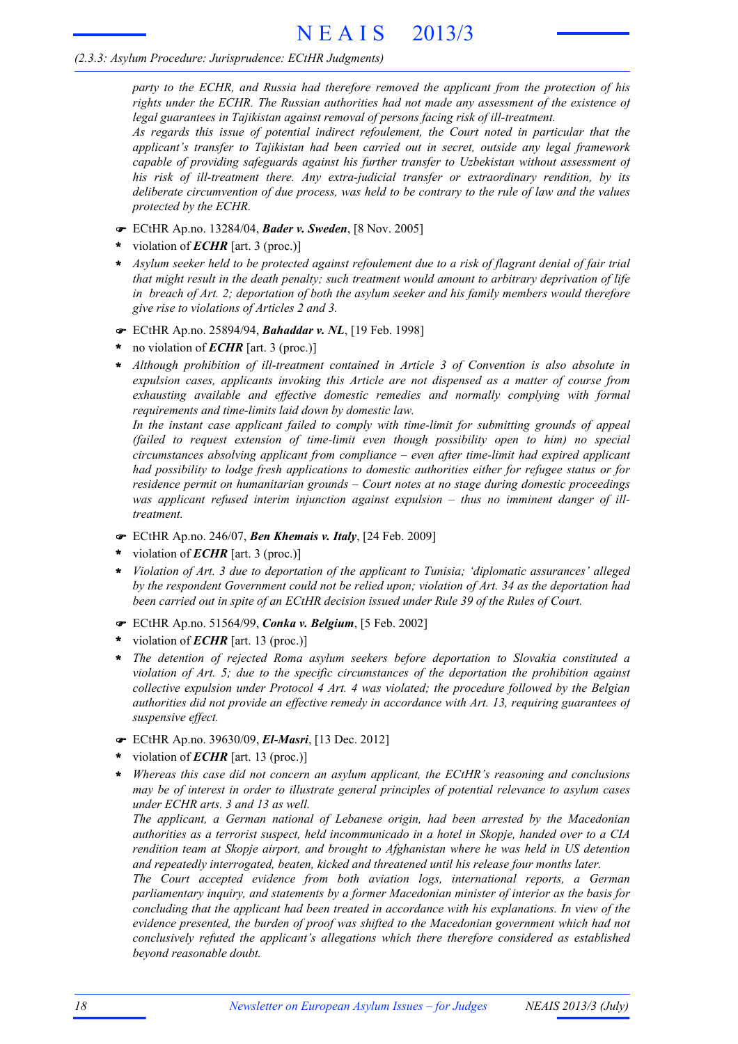*party to the ECHR, and Russia had therefore removed the applicant from the protection of his rights under the ECHR. The Russian authorities had not made any assessment of the existence of legal guarantees in Tajikistan against removal of persons facing risk of ill-treatment.*

*As regards this issue of potential indirect refoulement, the Court noted in particular that the applicant's transfer to Tajikistan had been carried out in secret, outside any legal framework capable of providing safeguards against his further transfer to Uzbekistan without assessment of his risk of ill-treatment there. Any extra-judicial transfer or extraordinary rendition, by its deliberate circumvention of due process, was held to be contrary to the rule of law and the values protected by the ECHR.*

☛ ECtHR Ap.no. 13284/04, ***Bader v. Sweden***, [8 Nov. 2005]

- violation of ***ECHR*** [art. 3 (proc.)]
- *Asylum seeker held to be protected against refoulement due to a risk of flagrant denial of fair trial that might result in the death penalty; such treatment would amount to arbitrary deprivation of life in breach of Art. 2; deportation of both the asylum seeker and his family members would therefore give rise to violations of Articles 2 and 3.*

☛ ECtHR Ap.no. 25894/94, ***Bahaddar v. NL***, [19 Feb. 1998]

- no violation of ***ECHR*** [art. 3 (proc.)]
- *Although prohibition of ill-treatment contained in Article 3 of Convention is also absolute in expulsion cases, applicants invoking this Article are not dispensed as a matter of course from exhausting available and effective domestic remedies and normally complying with formal requirements and time-limits laid down by domestic law.*

  *In the instant case applicant failed to comply with time-limit for submitting grounds of appeal (failed to request extension of time-limit even though possibility open to him) no special circumstances absolving applicant from compliance – even after time-limit had expired applicant had possibility to lodge fresh applications to domestic authorities either for refugee status or for residence permit on humanitarian grounds – Court notes at no stage during domestic proceedings was applicant refused interim injunction against expulsion – thus no imminent danger of ill-treatment.*

☛ ECtHR Ap.no. 246/07, ***Ben Khemais v. Italy***, [24 Feb. 2009]

- violation of ***ECHR*** [art. 3 (proc.)]
- *Violation of Art. 3 due to deportation of the applicant to Tunisia; 'diplomatic assurances' alleged by the respondent Government could not be relied upon; violation of Art. 34 as the deportation had been carried out in spite of an ECtHR decision issued under Rule 39 of the Rules of Court.*

☛ ECtHR Ap.no. 51564/99, ***Conka v. Belgium***, [5 Feb. 2002]

- violation of ***ECHR*** [art. 13 (proc.)]
- *The detention of rejected Roma asylum seekers before deportation to Slovakia constituted a violation of Art. 5; due to the specific circumstances of the deportation the prohibition against collective expulsion under Protocol 4 Art. 4 was violated; the procedure followed by the Belgian authorities did not provide an effective remedy in accordance with Art. 13, requiring guarantees of suspensive effect.*

☛ ECtHR Ap.no. 39630/09, ***El-Masri***, [13 Dec. 2012]

- violation of ***ECHR*** [art. 13 (proc.)]
- *Whereas this case did not concern an asylum applicant, the ECtHR's reasoning and conclusions may be of interest in order to illustrate general principles of potential relevance to asylum cases under ECHR arts. 3 and 13 as well.*

  *The applicant, a German national of Lebanese origin, had been arrested by the Macedonian authorities as a terrorist suspect, held incommunicado in a hotel in Skopje, handed over to a CIA rendition team at Skopje airport, and brought to Afghanistan where he was held in US detention and repeatedly interrogated, beaten, kicked and threatened until his release four months later.*

  *The Court accepted evidence from both aviation logs, international reports, a German parliamentary inquiry, and statements by a former Macedonian minister of interior as the basis for concluding that the applicant had been treated in accordance with his explanations. In view of the evidence presented, the burden of proof was shifted to the Macedonian government which had not conclusively refuted the applicant's allegations which there therefore considered as established beyond reasonable doubt.*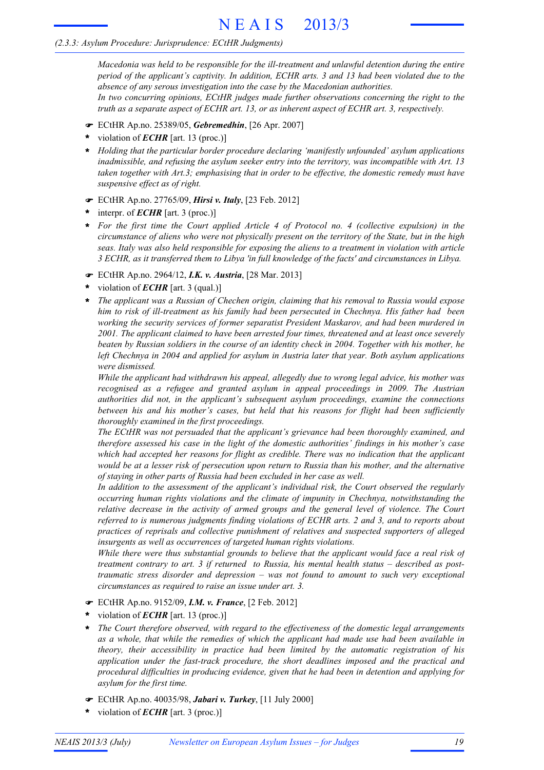*Macedonia was held to be responsible for the ill-treatment and unlawful detention during the entire period of the applicant's captivity. In addition, ECHR arts. 3 and 13 had been violated due to the absence of any serous investigation into the case by the Macedonian authorities.*
*In two concurring opinions, ECtHR judges made further observations concerning the right to the truth as a separate aspect of ECHR art. 13, or as inherent aspect of ECHR art. 3, respectively.*

- ☛ ECtHR Ap.no. 25389/05, ***Gebremedhin***, [26 Apr. 2007]
- \* violation of ***ECHR*** [art. 13 (proc.)]
- \* *Holding that the particular border procedure declaring 'manifestly unfounded' asylum applications inadmissible, and refusing the asylum seeker entry into the territory, was incompatible with Art. 13 taken together with Art.3; emphasising that in order to be effective, the domestic remedy must have suspensive effect as of right.*

- ☛ ECtHR Ap.no. 27765/09, ***Hirsi v. Italy***, [23 Feb. 2012]
- \* interpr. of ***ECHR*** [art. 3 (proc.)]
- \* *For the first time the Court applied Article 4 of Protocol no. 4 (collective expulsion) in the circumstance of aliens who were not physically present on the territory of the State, but in the high seas. Italy was also held responsible for exposing the aliens to a treatment in violation with article 3 ECHR, as it transferred them to Libya 'in full knowledge of the facts' and circumstances in Libya.*

- ☛ ECtHR Ap.no. 2964/12, ***I.K. v. Austria***, [28 Mar. 2013]
- \* violation of ***ECHR*** [art. 3 (qual.)]
- \* *The applicant was a Russian of Chechen origin, claiming that his removal to Russia would expose him to risk of ill-treatment as his family had been persecuted in Chechnya. His father had been working the security services of former separatist President Maskarov, and had been murdered in 2001. The applicant claimed to have been arrested four times, threatened and at least once severely beaten by Russian soldiers in the course of an identity check in 2004. Together with his mother, he left Chechnya in 2004 and applied for asylum in Austria later that year. Both asylum applications were dismissed.*
  *While the applicant had withdrawn his appeal, allegedly due to wrong legal advice, his mother was recognised as a refugee and granted asylum in appeal proceedings in 2009. The Austrian authorities did not, in the applicant's subsequent asylum proceedings, examine the connections between his and his mother's cases, but held that his reasons for flight had been sufficiently thoroughly examined in the first proceedings.*
  *The ECtHR was not persuaded that the applicant's grievance had been thoroughly examined, and therefore assessed his case in the light of the domestic authorities' findings in his mother's case which had accepted her reasons for flight as credible. There was no indication that the applicant would be at a lesser risk of persecution upon return to Russia than his mother, and the alternative of staying in other parts of Russia had been excluded in her case as well.*
  *In addition to the assessment of the applicant's individual risk, the Court observed the regularly occurring human rights violations and the climate of impunity in Chechnya, notwithstanding the relative decrease in the activity of armed groups and the general level of violence. The Court referred to is numerous judgments finding violations of ECHR arts. 2 and 3, and to reports about practices of reprisals and collective punishment of relatives and suspected supporters of alleged insurgents as well as occurrences of targeted human rights violations.*
  *While there were thus substantial grounds to believe that the applicant would face a real risk of treatment contrary to art. 3 if returned to Russia, his mental health status – described as post-traumatic stress disorder and depression – was not found to amount to such very exceptional circumstances as required to raise an issue under art. 3.*

- ☛ ECtHR Ap.no. 9152/09, ***I.M. v. France***, [2 Feb. 2012]
- \* violation of ***ECHR*** [art. 13 (proc.)]
- \* *The Court therefore observed, with regard to the effectiveness of the domestic legal arrangements as a whole, that while the remedies of which the applicant had made use had been available in theory, their accessibility in practice had been limited by the automatic registration of his application under the fast-track procedure, the short deadlines imposed and the practical and procedural difficulties in producing evidence, given that he had been in detention and applying for asylum for the first time.*

- ☛ ECtHR Ap.no. 40035/98, ***Jabari v. Turkey***, [11 July 2000]
- \* violation of ***ECHR*** [art. 3 (proc.)]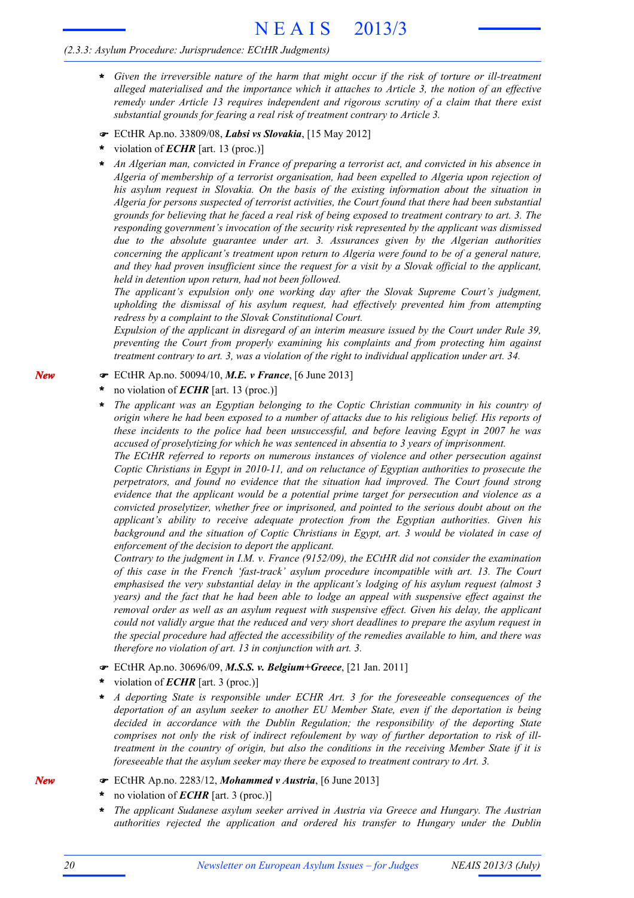- *Given the irreversible nature of the harm that might occur if the risk of torture or ill-treatment alleged materialised and the importance which it attaches to Article 3, the notion of an effective remedy under Article 13 requires independent and rigorous scrutiny of a claim that there exist substantial grounds for fearing a real risk of treatment contrary to Article 3.*

☛ ECtHR Ap.no. 33809/08, ***Labsi vs Slovakia***, [15 May 2012]

- violation of ***ECHR*** [art. 13 (proc.)]
- *An Algerian man, convicted in France of preparing a terrorist act, and convicted in his absence in Algeria of membership of a terrorist organisation, had been expelled to Algeria upon rejection of his asylum request in Slovakia. On the basis of the existing information about the situation in Algeria for persons suspected of terrorist activities, the Court found that there had been substantial grounds for believing that he faced a real risk of being exposed to treatment contrary to art. 3. The responding government's invocation of the security risk represented by the applicant was dismissed due to the absolute guarantee under art. 3. Assurances given by the Algerian authorities concerning the applicant's treatment upon return to Algeria were found to be of a general nature, and they had proven insufficient since the request for a visit by a Slovak official to the applicant, held in detention upon return, had not been followed.*
  *The applicant's expulsion only one working day after the Slovak Supreme Court's judgment, upholding the dismissal of his asylum request, had effectively prevented him from attempting redress by a complaint to the Slovak Constitutional Court.*
  *Expulsion of the applicant in disregard of an interim measure issued by the Court under Rule 39, preventing the Court from properly examining his complaints and from protecting him against treatment contrary to art. 3, was a violation of the right to individual application under art. 34.*

*New* ☛ ECtHR Ap.no. 50094/10, ***M.E. v France***, [6 June 2013]

- no violation of ***ECHR*** [art. 13 (proc.)]
- *The applicant was an Egyptian belonging to the Coptic Christian community in his country of origin where he had been exposed to a number of attacks due to his religious belief. His reports of these incidents to the police had been unsuccessful, and before leaving Egypt in 2007 he was accused of proselytizing for which he was sentenced in absentia to 3 years of imprisonment.*
  *The ECtHR referred to reports on numerous instances of violence and other persecution against Coptic Christians in Egypt in 2010-11, and on reluctance of Egyptian authorities to prosecute the perpetrators, and found no evidence that the situation had improved. The Court found strong evidence that the applicant would be a potential prime target for persecution and violence as a convicted proselytizer, whether free or imprisoned, and pointed to the serious doubt about on the applicant's ability to receive adequate protection from the Egyptian authorities. Given his background and the situation of Coptic Christians in Egypt, art. 3 would be violated in case of enforcement of the decision to deport the applicant.*
  *Contrary to the judgment in I.M. v. France (9152/09), the ECtHR did not consider the examination of this case in the French 'fast-track' asylum procedure incompatible with art. 13. The Court emphasised the very substantial delay in the applicant's lodging of his asylum request (almost 3 years) and the fact that he had been able to lodge an appeal with suspensive effect against the removal order as well as an asylum request with suspensive effect. Given his delay, the applicant could not validly argue that the reduced and very short deadlines to prepare the asylum request in the special procedure had affected the accessibility of the remedies available to him, and there was therefore no violation of art. 13 in conjunction with art. 3.*

☛ ECtHR Ap.no. 30696/09, ***M.S.S. v. Belgium+Greece***, [21 Jan. 2011]

- violation of ***ECHR*** [art. 3 (proc.)]
- *A deporting State is responsible under ECHR Art. 3 for the foreseeable consequences of the deportation of an asylum seeker to another EU Member State, even if the deportation is being decided in accordance with the Dublin Regulation; the responsibility of the deporting State comprises not only the risk of indirect refoulement by way of further deportation to risk of ill-treatment in the country of origin, but also the conditions in the receiving Member State if it is foreseeable that the asylum seeker may there be exposed to treatment contrary to Art. 3.*

*New* ☛ ECtHR Ap.no. 2283/12, ***Mohammed v Austria***, [6 June 2013]

- no violation of ***ECHR*** [art. 3 (proc.)]
- *The applicant Sudanese asylum seeker arrived in Austria via Greece and Hungary. The Austrian authorities rejected the application and ordered his transfer to Hungary under the Dublin*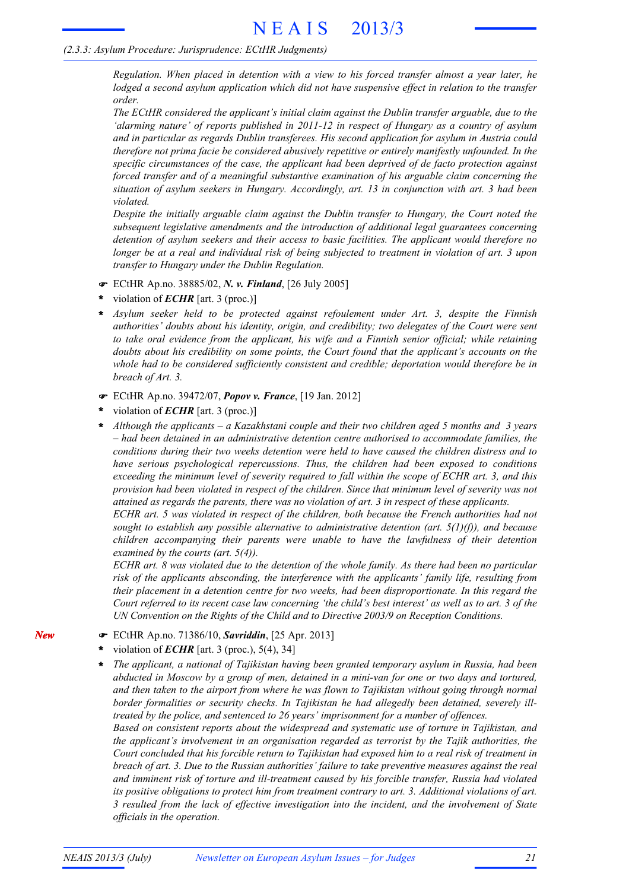*Regulation. When placed in detention with a view to his forced transfer almost a year later, he lodged a second asylum application which did not have suspensive effect in relation to the transfer order.*

*The ECtHR considered the applicant's initial claim against the Dublin transfer arguable, due to the 'alarming nature' of reports published in 2011-12 in respect of Hungary as a country of asylum and in particular as regards Dublin transferees. His second application for asylum in Austria could therefore not prima facie be considered abusively repetitive or entirely manifestly unfounded. In the specific circumstances of the case, the applicant had been deprived of de facto protection against forced transfer and of a meaningful substantive examination of his arguable claim concerning the situation of asylum seekers in Hungary. Accordingly, art. 13 in conjunction with art. 3 had been violated.*

*Despite the initially arguable claim against the Dublin transfer to Hungary, the Court noted the subsequent legislative amendments and the introduction of additional legal guarantees concerning detention of asylum seekers and their access to basic facilities. The applicant would therefore no longer be at a real and individual risk of being subjected to treatment in violation of art. 3 upon transfer to Hungary under the Dublin Regulation.*

☛ ECtHR Ap.no. 38885/02, ***N. v. Finland***, [26 July 2005]

- \* violation of ***ECHR*** [art. 3 (proc.)]
- \* *Asylum seeker held to be protected against refoulement under Art. 3, despite the Finnish authorities' doubts about his identity, origin, and credibility; two delegates of the Court were sent to take oral evidence from the applicant, his wife and a Finnish senior official; while retaining doubts about his credibility on some points, the Court found that the applicant's accounts on the whole had to be considered sufficiently consistent and credible; deportation would therefore be in breach of Art. 3.*

☛ ECtHR Ap.no. 39472/07, ***Popov v. France***, [19 Jan. 2012]

- \* violation of ***ECHR*** [art. 3 (proc.)]
- \* *Although the applicants – a Kazakhstani couple and their two children aged 5 months and 3 years – had been detained in an administrative detention centre authorised to accommodate families, the conditions during their two weeks detention were held to have caused the children distress and to have serious psychological repercussions. Thus, the children had been exposed to conditions exceeding the minimum level of severity required to fall within the scope of ECHR art. 3, and this provision had been violated in respect of the children. Since that minimum level of severity was not attained as regards the parents, there was no violation of art. 3 in respect of these applicants.*

  *ECHR art. 5 was violated in respect of the children, both because the French authorities had not sought to establish any possible alternative to administrative detention (art. 5(1)(f)), and because children accompanying their parents were unable to have the lawfulness of their detention examined by the courts (art. 5(4)).*

  *ECHR art. 8 was violated due to the detention of the whole family. As there had been no particular risk of the applicants absconding, the interference with the applicants' family life, resulting from their placement in a detention centre for two weeks, had been disproportionate. In this regard the Court referred to its recent case law concerning 'the child's best interest' as well as to art. 3 of the UN Convention on the Rights of the Child and to Directive 2003/9 on Reception Conditions.*

***New*** ☛ ECtHR Ap.no. 71386/10, ***Savriddin***, [25 Apr. 2013]

- \* violation of ***ECHR*** [art. 3 (proc.), 5(4), 34]
- \* *The applicant, a national of Tajikistan having been granted temporary asylum in Russia, had been abducted in Moscow by a group of men, detained in a mini-van for one or two days and tortured, and then taken to the airport from where he was flown to Tajikistan without going through normal border formalities or security checks. In Tajikistan he had allegedly been detained, severely ill-treated by the police, and sentenced to 26 years' imprisonment for a number of offences.*

  *Based on consistent reports about the widespread and systematic use of torture in Tajikistan, and the applicant's involvement in an organisation regarded as terrorist by the Tajik authorities, the Court concluded that his forcible return to Tajikistan had exposed him to a real risk of treatment in breach of art. 3. Due to the Russian authorities' failure to take preventive measures against the real and imminent risk of torture and ill-treatment caused by his forcible transfer, Russia had violated its positive obligations to protect him from treatment contrary to art. 3. Additional violations of art. 3 resulted from the lack of effective investigation into the incident, and the involvement of State officials in the operation.*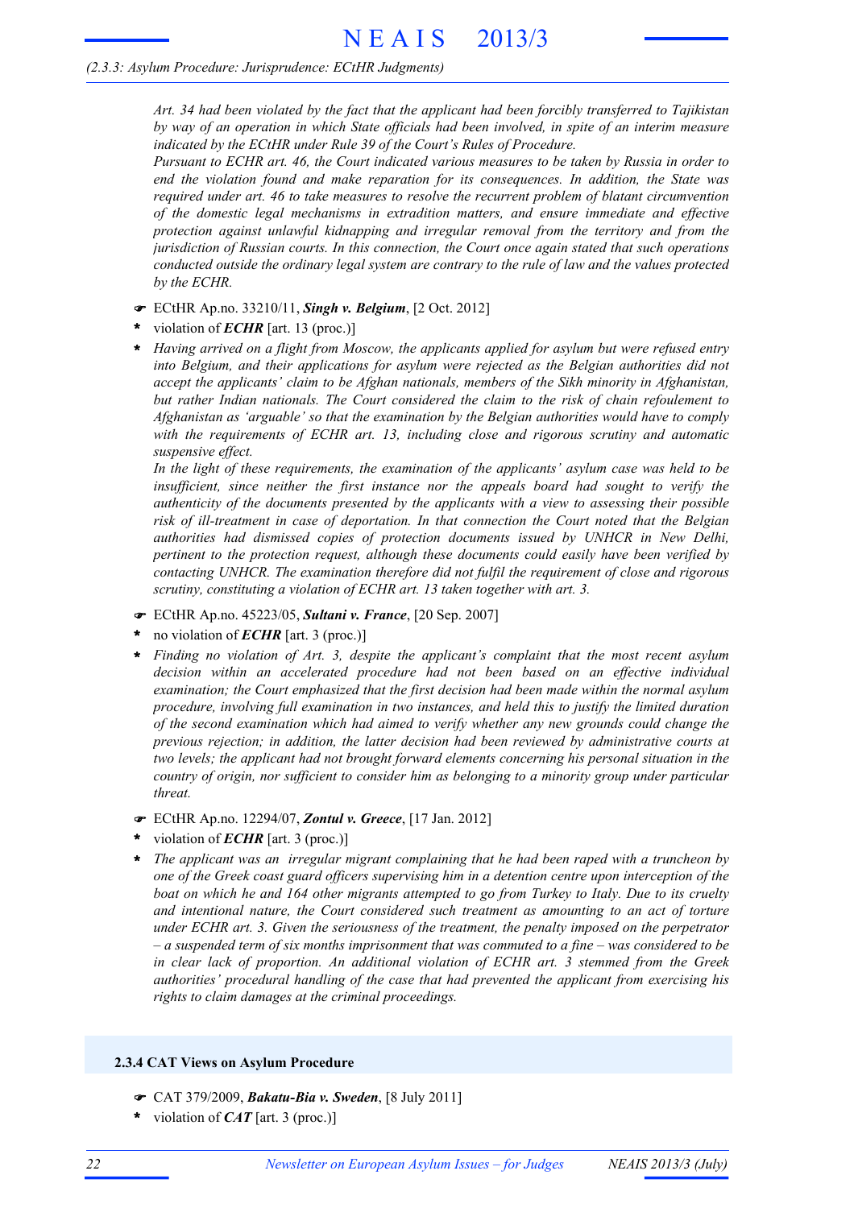*Art. 34 had been violated by the fact that the applicant had been forcibly transferred to Tajikistan by way of an operation in which State officials had been involved, in spite of an interim measure indicated by the ECtHR under Rule 39 of the Court's Rules of Procedure.*

*Pursuant to ECHR art. 46, the Court indicated various measures to be taken by Russia in order to end the violation found and make reparation for its consequences. In addition, the State was required under art. 46 to take measures to resolve the recurrent problem of blatant circumvention of the domestic legal mechanisms in extradition matters, and ensure immediate and effective protection against unlawful kidnapping and irregular removal from the territory and from the jurisdiction of Russian courts. In this connection, the Court once again stated that such operations conducted outside the ordinary legal system are contrary to the rule of law and the values protected by the ECHR.*

☛ ECtHR Ap.no. 33210/11, ***Singh v. Belgium***, [2 Oct. 2012]

- violation of ***ECHR*** [art. 13 (proc.)]
- *Having arrived on a flight from Moscow, the applicants applied for asylum but were refused entry into Belgium, and their applications for asylum were rejected as the Belgian authorities did not accept the applicants' claim to be Afghan nationals, members of the Sikh minority in Afghanistan, but rather Indian nationals. The Court considered the claim to the risk of chain refoulement to Afghanistan as 'arguable' so that the examination by the Belgian authorities would have to comply with the requirements of ECHR art. 13, including close and rigorous scrutiny and automatic suspensive effect.*

  *In the light of these requirements, the examination of the applicants' asylum case was held to be insufficient, since neither the first instance nor the appeals board had sought to verify the authenticity of the documents presented by the applicants with a view to assessing their possible risk of ill-treatment in case of deportation. In that connection the Court noted that the Belgian authorities had dismissed copies of protection documents issued by UNHCR in New Delhi, pertinent to the protection request, although these documents could easily have been verified by contacting UNHCR. The examination therefore did not fulfil the requirement of close and rigorous scrutiny, constituting a violation of ECHR art. 13 taken together with art. 3.*

☛ ECtHR Ap.no. 45223/05, ***Sultani v. France***, [20 Sep. 2007]

- no violation of ***ECHR*** [art. 3 (proc.)]
- *Finding no violation of Art. 3, despite the applicant's complaint that the most recent asylum decision within an accelerated procedure had not been based on an effective individual examination; the Court emphasized that the first decision had been made within the normal asylum procedure, involving full examination in two instances, and held this to justify the limited duration of the second examination which had aimed to verify whether any new grounds could change the previous rejection; in addition, the latter decision had been reviewed by administrative courts at two levels; the applicant had not brought forward elements concerning his personal situation in the country of origin, nor sufficient to consider him as belonging to a minority group under particular threat.*

☛ ECtHR Ap.no. 12294/07, ***Zontul v. Greece***, [17 Jan. 2012]

- violation of ***ECHR*** [art. 3 (proc.)]
- *The applicant was an irregular migrant complaining that he had been raped with a truncheon by one of the Greek coast guard officers supervising him in a detention centre upon interception of the boat on which he and 164 other migrants attempted to go from Turkey to Italy. Due to its cruelty and intentional nature, the Court considered such treatment as amounting to an act of torture under ECHR art. 3. Given the seriousness of the treatment, the penalty imposed on the perpetrator – a suspended term of six months imprisonment that was commuted to a fine – was considered to be in clear lack of proportion. An additional violation of ECHR art. 3 stemmed from the Greek authorities' procedural handling of the case that had prevented the applicant from exercising his rights to claim damages at the criminal proceedings.*

### 2.3.4 CAT Views on Asylum Procedure

☛ CAT 379/2009, ***Bakatu-Bia v. Sweden***, [8 July 2011]

- violation of ***CAT*** [art. 3 (proc.)]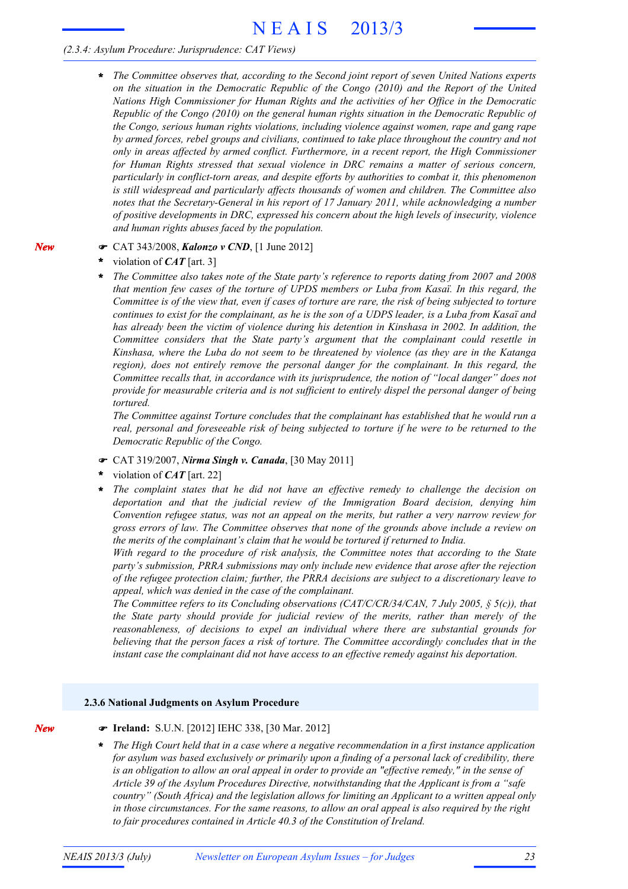- *The Committee observes that, according to the Second joint report of seven United Nations experts on the situation in the Democratic Republic of the Congo (2010) and the Report of the United Nations High Commissioner for Human Rights and the activities of her Office in the Democratic Republic of the Congo (2010) on the general human rights situation in the Democratic Republic of the Congo, serious human rights violations, including violence against women, rape and gang rape by armed forces, rebel groups and civilians, continued to take place throughout the country and not only in areas affected by armed conflict. Furthermore, in a recent report, the High Commissioner for Human Rights stressed that sexual violence in DRC remains a matter of serious concern, particularly in conflict-torn areas, and despite efforts by authorities to combat it, this phenomenon is still widespread and particularly affects thousands of women and children. The Committee also notes that the Secretary-General in his report of 17 January 2011, while acknowledging a number of positive developments in DRC, expressed his concern about the high levels of insecurity, violence and human rights abuses faced by the population.*

*New*

☛ CAT 343/2008, ***Kalonzo v CND***, [1 June 2012]

- violation of ***CAT*** [art. 3]
- *The Committee also takes note of the State party's reference to reports dating from 2007 and 2008 that mention few cases of the torture of UPDS members or Luba from Kasaï. In this regard, the Committee is of the view that, even if cases of torture are rare, the risk of being subjected to torture continues to exist for the complainant, as he is the son of a UDPS leader, is a Luba from Kasaï and has already been the victim of violence during his detention in Kinshasa in 2002. In addition, the Committee considers that the State party's argument that the complainant could resettle in Kinshasa, where the Luba do not seem to be threatened by violence (as they are in the Katanga region), does not entirely remove the personal danger for the complainant. In this regard, the Committee recalls that, in accordance with its jurisprudence, the notion of "local danger" does not provide for measurable criteria and is not sufficient to entirely dispel the personal danger of being tortured.*
  *The Committee against Torture concludes that the complainant has established that he would run a real, personal and foreseeable risk of being subjected to torture if he were to be returned to the Democratic Republic of the Congo.*

☛ CAT 319/2007, ***Nirma Singh v. Canada***, [30 May 2011]

- violation of ***CAT*** [art. 22]
- *The complaint states that he did not have an effective remedy to challenge the decision on deportation and that the judicial review of the Immigration Board decision, denying him Convention refugee status, was not an appeal on the merits, but rather a very narrow review for gross errors of law. The Committee observes that none of the grounds above include a review on the merits of the complainant's claim that he would be tortured if returned to India.*
  *With regard to the procedure of risk analysis, the Committee notes that according to the State party's submission, PRRA submissions may only include new evidence that arose after the rejection of the refugee protection claim; further, the PRRA decisions are subject to a discretionary leave to appeal, which was denied in the case of the complainant.*
  *The Committee refers to its Concluding observations (CAT/C/CR/34/CAN, 7 July 2005, § 5(c)), that the State party should provide for judicial review of the merits, rather than merely of the reasonableness, of decisions to expel an individual where there are substantial grounds for believing that the person faces a risk of torture. The Committee accordingly concludes that in the instant case the complainant did not have access to an effective remedy against his deportation.*

### 2.3.6 National Judgments on Asylum Procedure

*New*

☛ **Ireland:** S.U.N. [2012] IEHC 338, [30 Mar. 2012]

- *The High Court held that in a case where a negative recommendation in a first instance application for asylum was based exclusively or primarily upon a finding of a personal lack of credibility, there is an obligation to allow an oral appeal in order to provide an "effective remedy," in the sense of Article 39 of the Asylum Procedures Directive, notwithstanding that the Applicant is from a "safe country" (South Africa) and the legislation allows for limiting an Applicant to a written appeal only in those circumstances. For the same reasons, to allow an oral appeal is also required by the right to fair procedures contained in Article 40.3 of the Constitution of Ireland.*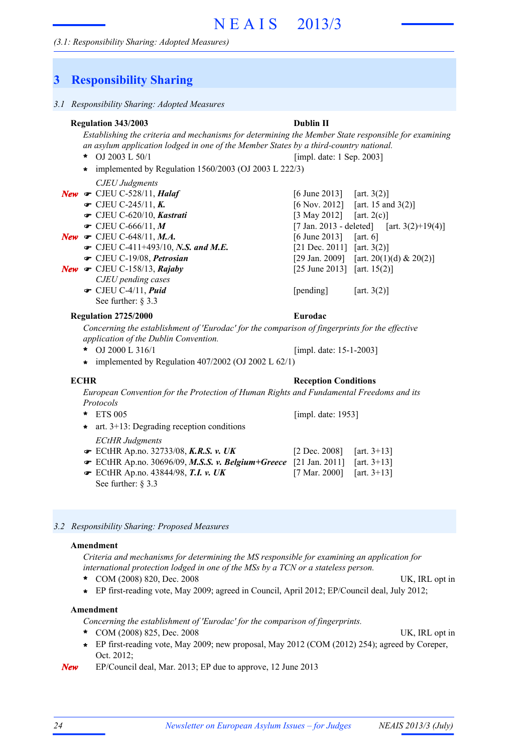# 3 Responsibility Sharing

### 3.1 Responsibility Sharing: Adopted Measures

**Regulation 343/2003** **Dublin II**

*Establishing the criteria and mechanisms for determining the Member State responsible for examining an asylum application lodged in one of the Member States by a third-country national.*

- OJ 2003 L 50/1 [impl. date: 1 Sep. 2003]
- implemented by Regulation 1560/2003 (OJ 2003 L 222/3)

*CJEU Judgments*

- ***New*** ☞ CJEU C-528/11, ***Halaf*** [6 June 2013] [art. 3(2)]
- ☞ CJEU C-245/11, ***K.*** [6 Nov. 2012] [art. 15 and 3(2)]
- ☞ CJEU C-620/10, ***Kastrati*** [3 May 2012] [art. 2(c)]
- ☞ CJEU C-666/11, ***M*** [7 Jan. 2013 - deleted] [art. 3(2)+19(4)]
- ***New*** ☞ CJEU C-648/11, ***M.A.*** [6 June 2013] [art. 6]
- ☞ CJEU C-411+493/10, ***N.S. and M.E.*** [21 Dec. 2011] [art. 3(2)]
- ☞ CJEU C-19/08, ***Petrosian*** [29 Jan. 2009] [art. 20(1)(d) & 20(2)]
- ***New*** ☞ CJEU C-158/13, ***Rajaby*** [25 June 2013] [art. 15(2)]

*CJEU pending cases*

- ☞ CJEU C-4/11, ***Puid*** [pending] [art. 3(2)]

See further: § 3.3

**Regulation 2725/2000** **Eurodac**

*Concerning the establishment of 'Eurodac' for the comparison of fingerprints for the effective application of the Dublin Convention.*

- OJ 2000 L 316/1 [impl. date: 15-1-2003]
- implemented by Regulation 407/2002 (OJ 2002 L 62/1)

**ECHR** **Reception Conditions**

*European Convention for the Protection of Human Rights and Fundamental Freedoms and its Protocols*

- ETS 005 [impl. date: 1953]
- art. 3+13: Degrading reception conditions

*ECtHR Judgments*

- ☞ ECtHR Ap.no. 32733/08, ***K.R.S. v. UK*** [2 Dec. 2008] [art. 3+13]
- ☞ ECtHR Ap.no. 30696/09, ***M.S.S. v. Belgium+Greece*** [21 Jan. 2011] [art. 3+13]
- ☞ ECtHR Ap.no. 43844/98, ***T.I. v. UK*** [7 Mar. 2000] [art. 3+13]

See further: § 3.3

### 3.2 Responsibility Sharing: Proposed Measures

**Amendment**

*Criteria and mechanisms for determining the MS responsible for examining an application for international protection lodged in one of the MSs by a TCN or a stateless person.*

- COM (2008) 820, Dec. 2008 UK, IRL opt in
- EP first-reading vote, May 2009; agreed in Council, April 2012; EP/Council deal, July 2012;

**Amendment**

*Concerning the establishment of 'Eurodac' for the comparison of fingerprints.*

- COM (2008) 825, Dec. 2008 UK, IRL opt in
- EP first-reading vote, May 2009; new proposal, May 2012 (COM (2012) 254); agreed by Coreper, Oct. 2012;

***New*** EP/Council deal, Mar. 2013; EP due to approve, 12 June 2013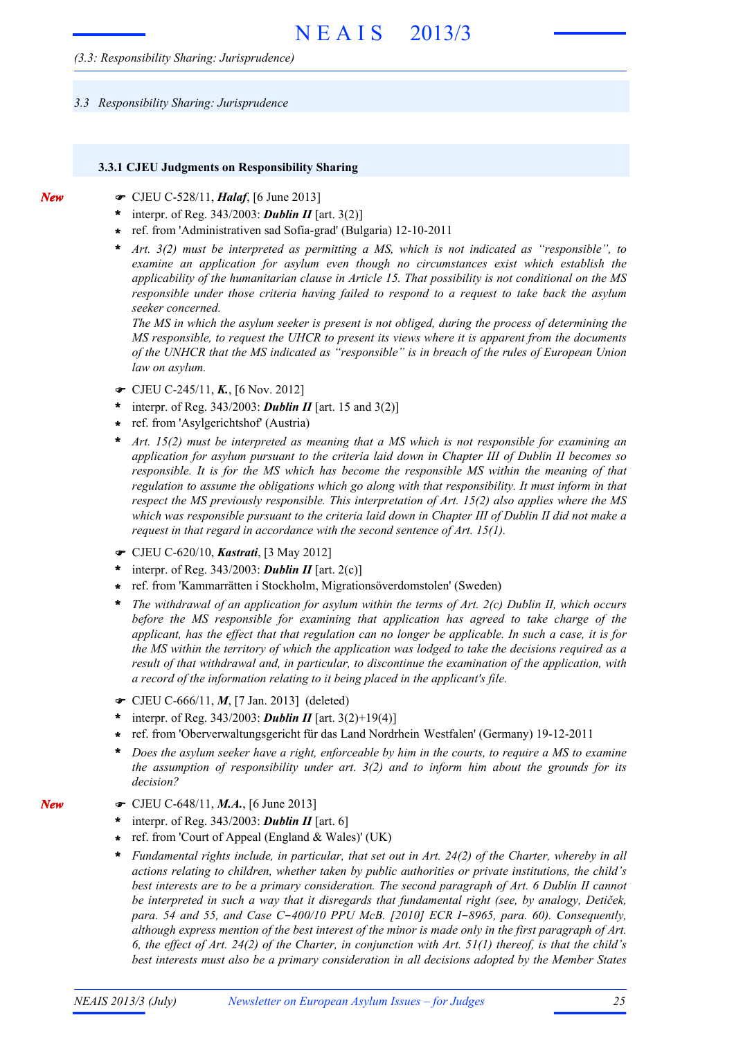## 3.3 Responsibility Sharing: Jurisprudence

### 3.3.1 CJEU Judgments on Responsibility Sharing

*New*

- ☛ CJEU C-528/11, ***Halaf***, [6 June 2013]
- \* interpr. of Reg. 343/2003: ***Dublin II*** [art. 3(2)]
- \* ref. from 'Administrativen sad Sofia-grad' (Bulgaria) 12-10-2011
- \* *Art. 3(2) must be interpreted as permitting a MS, which is not indicated as "responsible", to examine an application for asylum even though no circumstances exist which establish the applicability of the humanitarian clause in Article 15. That possibility is not conditional on the MS responsible under those criteria having failed to respond to a request to take back the asylum seeker concerned.*
  *The MS in which the asylum seeker is present is not obliged, during the process of determining the MS responsible, to request the UHCR to present its views where it is apparent from the documents of the UNHCR that the MS indicated as "responsible" is in breach of the rules of European Union law on asylum.*

- ☛ CJEU C-245/11, ***K.***, [6 Nov. 2012]
- \* interpr. of Reg. 343/2003: ***Dublin II*** [art. 15 and 3(2)]
- \* ref. from 'Asylgerichtshof' (Austria)
- \* *Art. 15(2) must be interpreted as meaning that a MS which is not responsible for examining an application for asylum pursuant to the criteria laid down in Chapter III of Dublin II becomes so responsible. It is for the MS which has become the responsible MS within the meaning of that regulation to assume the obligations which go along with that responsibility. It must inform in that respect the MS previously responsible. This interpretation of Art. 15(2) also applies where the MS which was responsible pursuant to the criteria laid down in Chapter III of Dublin II did not make a request in that regard in accordance with the second sentence of Art. 15(1).*

- ☛ CJEU C-620/10, ***Kastrati***, [3 May 2012]
- \* interpr. of Reg. 343/2003: ***Dublin II*** [art. 2(c)]
- \* ref. from 'Kammarrätten i Stockholm, Migrationsöverdomstolen' (Sweden)
- \* *The withdrawal of an application for asylum within the terms of Art. 2(c) Dublin II, which occurs before the MS responsible for examining that application has agreed to take charge of the applicant, has the effect that that regulation can no longer be applicable. In such a case, it is for the MS within the territory of which the application was lodged to take the decisions required as a result of that withdrawal and, in particular, to discontinue the examination of the application, with a record of the information relating to it being placed in the applicant's file.*

- ☛ CJEU C-666/11, ***M***, [7 Jan. 2013] (deleted)
- \* interpr. of Reg. 343/2003: ***Dublin II*** [art. 3(2)+19(4)]
- \* ref. from 'Oberverwaltungsgericht für das Land Nordrhein Westfalen' (Germany) 19-12-2011
- \* *Does the asylum seeker have a right, enforceable by him in the courts, to require a MS to examine the assumption of responsibility under art. 3(2) and to inform him about the grounds for its decision?*

*New*

- ☛ CJEU C-648/11, ***M.A.***, [6 June 2013]
- \* interpr. of Reg. 343/2003: ***Dublin II*** [art. 6]
- \* ref. from 'Court of Appeal (England & Wales)' (UK)
- \* *Fundamental rights include, in particular, that set out in Art. 24(2) of the Charter, whereby in all actions relating to children, whether taken by public authorities or private institutions, the child's best interests are to be a primary consideration. The second paragraph of Art. 6 Dublin II cannot be interpreted in such a way that it disregards that fundamental right (see, by analogy, Detiček, para. 54 and 55, and Case C‑400/10 PPU McB. [2010] ECR I‑8965, para. 60). Consequently, although express mention of the best interest of the minor is made only in the first paragraph of Art. 6, the effect of Art. 24(2) of the Charter, in conjunction with Art. 51(1) thereof, is that the child's best interests must also be a primary consideration in all decisions adopted by the Member States*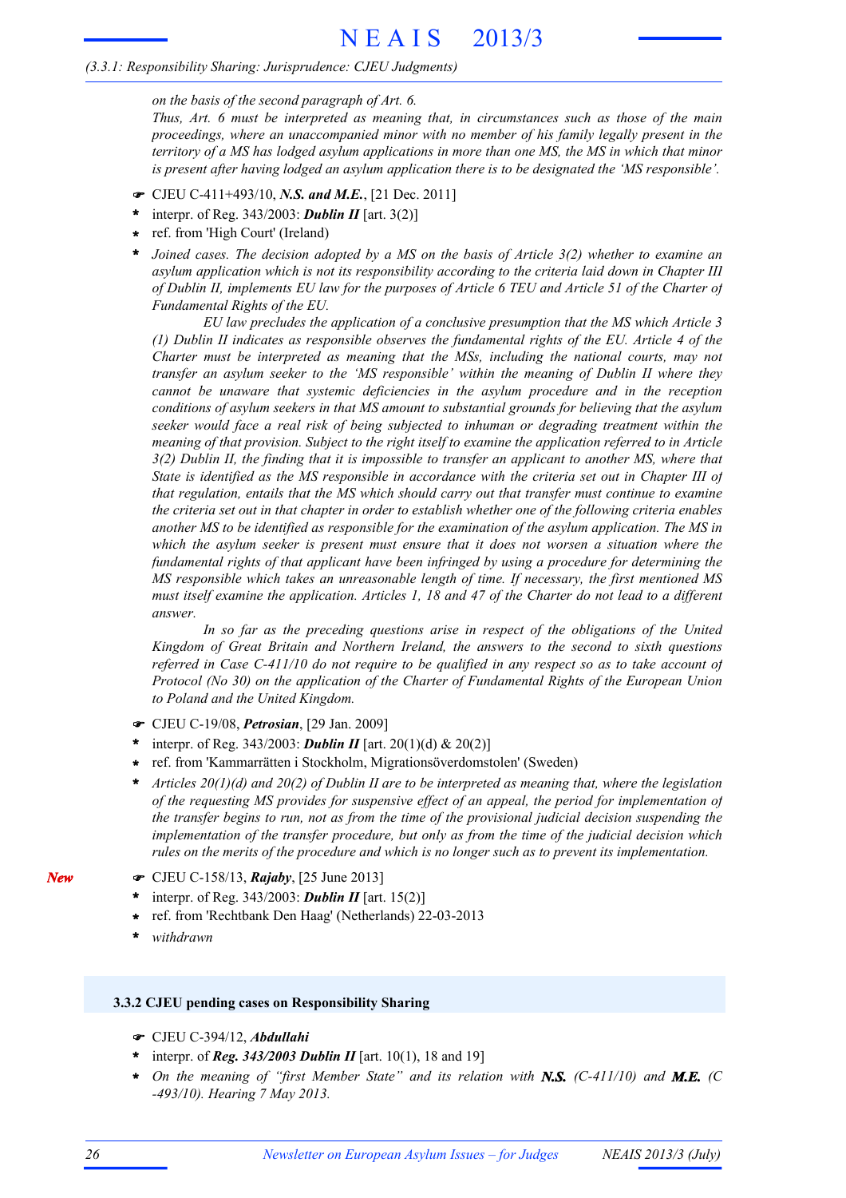*on the basis of the second paragraph of Art. 6.*

*Thus, Art. 6 must be interpreted as meaning that, in circumstances such as those of the main proceedings, where an unaccompanied minor with no member of his family legally present in the territory of a MS has lodged asylum applications in more than one MS, the MS in which that minor is present after having lodged an asylum application there is to be designated the 'MS responsible'.*

- ☛ CJEU C-411+493/10, ***N.S. and M.E.***, [21 Dec. 2011]
- \* interpr. of Reg. 343/2003: ***Dublin II*** [art. 3(2)]
- \* ref. from 'High Court' (Ireland)
- \* *Joined cases. The decision adopted by a MS on the basis of Article 3(2) whether to examine an asylum application which is not its responsibility according to the criteria laid down in Chapter III of Dublin II, implements EU law for the purposes of Article 6 TEU and Article 51 of the Charter of Fundamental Rights of the EU.*

  *EU law precludes the application of a conclusive presumption that the MS which Article 3 (1) Dublin II indicates as responsible observes the fundamental rights of the EU. Article 4 of the Charter must be interpreted as meaning that the MSs, including the national courts, may not transfer an asylum seeker to the 'MS responsible' within the meaning of Dublin II where they cannot be unaware that systemic deficiencies in the asylum procedure and in the reception conditions of asylum seekers in that MS amount to substantial grounds for believing that the asylum seeker would face a real risk of being subjected to inhuman or degrading treatment within the meaning of that provision. Subject to the right itself to examine the application referred to in Article 3(2) Dublin II, the finding that it is impossible to transfer an applicant to another MS, where that State is identified as the MS responsible in accordance with the criteria set out in Chapter III of that regulation, entails that the MS which should carry out that transfer must continue to examine the criteria set out in that chapter in order to establish whether one of the following criteria enables another MS to be identified as responsible for the examination of the asylum application. The MS in which the asylum seeker is present must ensure that it does not worsen a situation where the fundamental rights of that applicant have been infringed by using a procedure for determining the MS responsible which takes an unreasonable length of time. If necessary, the first mentioned MS must itself examine the application. Articles 1, 18 and 47 of the Charter do not lead to a different answer.*

  *In so far as the preceding questions arise in respect of the obligations of the United Kingdom of Great Britain and Northern Ireland, the answers to the second to sixth questions referred in Case C-411/10 do not require to be qualified in any respect so as to take account of Protocol (No 30) on the application of the Charter of Fundamental Rights of the European Union to Poland and the United Kingdom.*

- ☛ CJEU C-19/08, ***Petrosian***, [29 Jan. 2009]
- \* interpr. of Reg. 343/2003: ***Dublin II*** [art. 20(1)(d) & 20(2)]
- \* ref. from 'Kammarrätten i Stockholm, Migrationsöverdomstolen' (Sweden)
- \* *Articles 20(1)(d) and 20(2) of Dublin II are to be interpreted as meaning that, where the legislation of the requesting MS provides for suspensive effect of an appeal, the period for implementation of the transfer begins to run, not as from the time of the provisional judicial decision suspending the implementation of the transfer procedure, but only as from the time of the judicial decision which rules on the merits of the procedure and which is no longer such as to prevent its implementation.*

*New*

- ☛ CJEU C-158/13, ***Rajaby***, [25 June 2013]
- \* interpr. of Reg. 343/2003: ***Dublin II*** [art. 15(2)]
- \* ref. from 'Rechtbank Den Haag' (Netherlands) 22-03-2013
- \* *withdrawn*

### 3.3.2 CJEU pending cases on Responsibility Sharing

- ☛ CJEU C-394/12, ***Abdullahi***
- \* interpr. of ***Reg. 343/2003 Dublin II*** [art. 10(1), 18 and 19]
- \* *On the meaning of "first Member State" and its relation with **N.S.** (C-411/10) and **M.E.** (C -493/10). Hearing 7 May 2013.*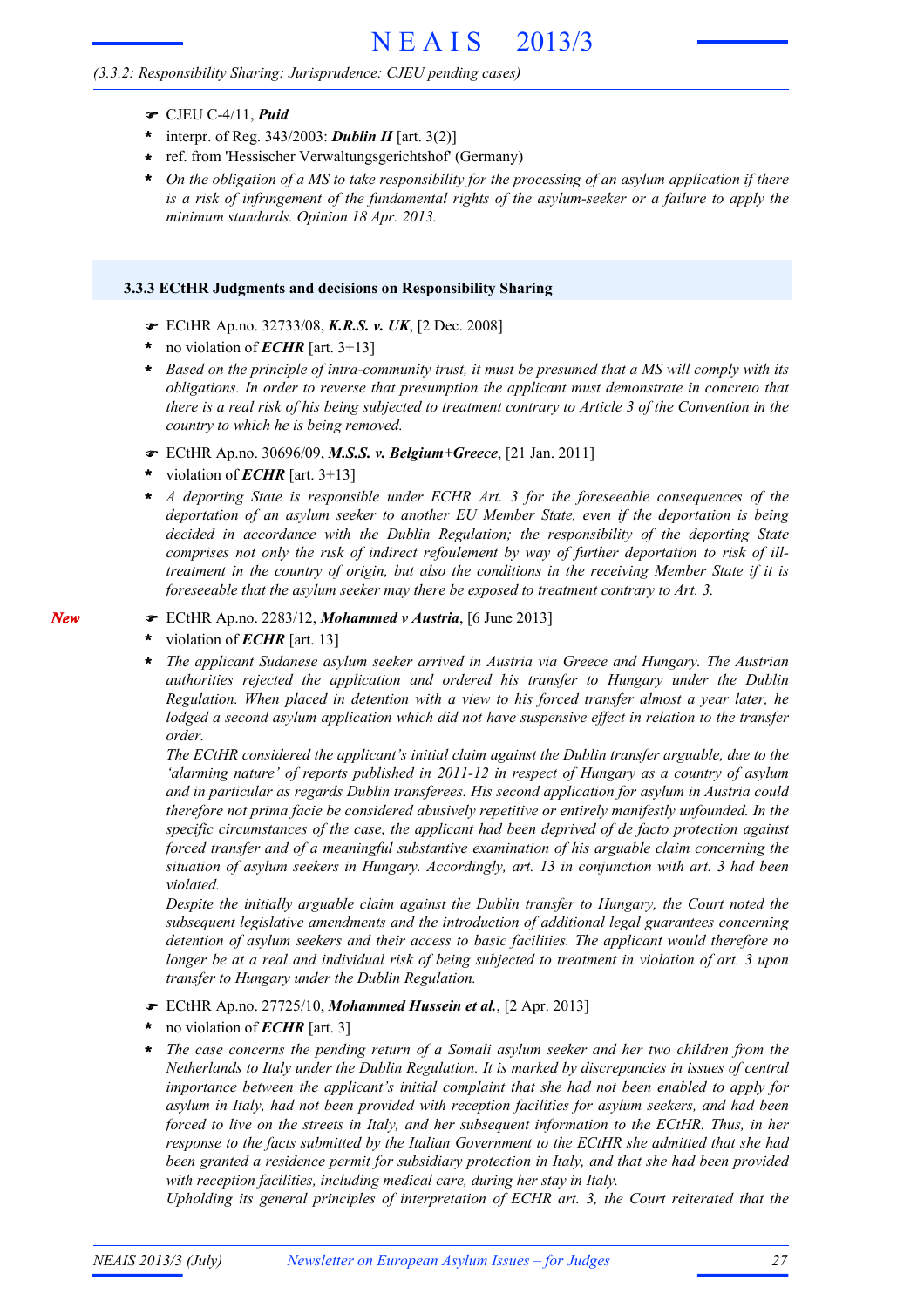*(3.3.2: Responsibility Sharing: Jurisprudence: CJEU pending cases)*

- ☛ CJEU C-4/11, ***Puid***
- \* interpr. of Reg. 343/2003: ***Dublin II*** [art. 3(2)]
- \* ref. from 'Hessischer Verwaltungsgerichtshof' (Germany)
- \* *On the obligation of a MS to take responsibility for the processing of an asylum application if there is a risk of infringement of the fundamental rights of the asylum-seeker or a failure to apply the minimum standards. Opinion 18 Apr. 2013.*

### 3.3.3 ECtHR Judgments and decisions on Responsibility Sharing

- ☛ ECtHR Ap.no. 32733/08, ***K.R.S. v. UK***, [2 Dec. 2008]
- \* no violation of ***ECHR*** [art. 3+13]
- \* *Based on the principle of intra-community trust, it must be presumed that a MS will comply with its obligations. In order to reverse that presumption the applicant must demonstrate in concreto that there is a real risk of his being subjected to treatment contrary to Article 3 of the Convention in the country to which he is being removed.*

- ☛ ECtHR Ap.no. 30696/09, ***M.S.S. v. Belgium+Greece***, [21 Jan. 2011]
- \* violation of ***ECHR*** [art. 3+13]
- \* *A deporting State is responsible under ECHR Art. 3 for the foreseeable consequences of the deportation of an asylum seeker to another EU Member State, even if the deportation is being decided in accordance with the Dublin Regulation; the responsibility of the deporting State comprises not only the risk of indirect refoulement by way of further deportation to risk of ill-treatment in the country of origin, but also the conditions in the receiving Member State if it is foreseeable that the asylum seeker may there be exposed to treatment contrary to Art. 3.*

***New***

- ☛ ECtHR Ap.no. 2283/12, ***Mohammed v Austria***, [6 June 2013]
- \* violation of ***ECHR*** [art. 13]
- \* *The applicant Sudanese asylum seeker arrived in Austria via Greece and Hungary. The Austrian authorities rejected the application and ordered his transfer to Hungary under the Dublin Regulation. When placed in detention with a view to his forced transfer almost a year later, he lodged a second asylum application which did not have suspensive effect in relation to the transfer order.*

  *The ECtHR considered the applicant's initial claim against the Dublin transfer arguable, due to the 'alarming nature' of reports published in 2011-12 in respect of Hungary as a country of asylum and in particular as regards Dublin transferees. His second application for asylum in Austria could therefore not prima facie be considered abusively repetitive or entirely manifestly unfounded. In the specific circumstances of the case, the applicant had been deprived of de facto protection against forced transfer and of a meaningful substantive examination of his arguable claim concerning the situation of asylum seekers in Hungary. Accordingly, art. 13 in conjunction with art. 3 had been violated.*

  *Despite the initially arguable claim against the Dublin transfer to Hungary, the Court noted the subsequent legislative amendments and the introduction of additional legal guarantees concerning detention of asylum seekers and their access to basic facilities. The applicant would therefore no longer be at a real and individual risk of being subjected to treatment in violation of art. 3 upon transfer to Hungary under the Dublin Regulation.*

- ☛ ECtHR Ap.no. 27725/10, ***Mohammed Hussein et al.***, [2 Apr. 2013]
- \* no violation of ***ECHR*** [art. 3]
- \* *The case concerns the pending return of a Somali asylum seeker and her two children from the Netherlands to Italy under the Dublin Regulation. It is marked by discrepancies in issues of central importance between the applicant's initial complaint that she had not been enabled to apply for asylum in Italy, had not been provided with reception facilities for asylum seekers, and had been forced to live on the streets in Italy, and her subsequent information to the ECtHR. Thus, in her response to the facts submitted by the Italian Government to the ECtHR she admitted that she had been granted a residence permit for subsidiary protection in Italy, and that she had been provided with reception facilities, including medical care, during her stay in Italy.*

  *Upholding its general principles of interpretation of ECHR art. 3, the Court reiterated that the*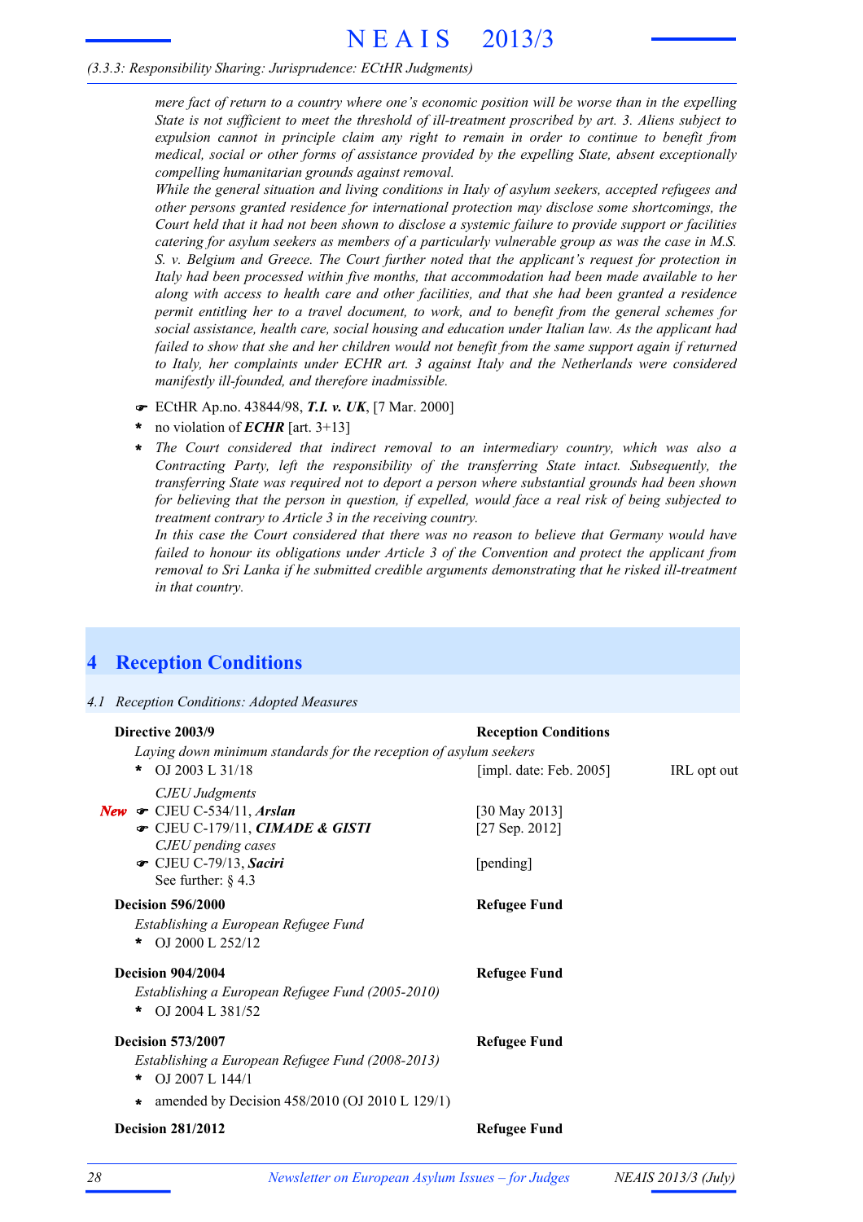(3.3.3: Responsibility Sharing: Jurisprudence: ECtHR Judgments)

*mere fact of return to a country where one's economic position will be worse than in the expelling State is not sufficient to meet the threshold of ill-treatment proscribed by art. 3. Aliens subject to expulsion cannot in principle claim any right to remain in order to continue to benefit from medical, social or other forms of assistance provided by the expelling State, absent exceptionally compelling humanitarian grounds against removal.*

*While the general situation and living conditions in Italy of asylum seekers, accepted refugees and other persons granted residence for international protection may disclose some shortcomings, the Court held that it had not been shown to disclose a systemic failure to provide support or facilities catering for asylum seekers as members of a particularly vulnerable group as was the case in M.S. S. v. Belgium and Greece. The Court further noted that the applicant's request for protection in Italy had been processed within five months, that accommodation had been made available to her along with access to health care and other facilities, and that she had been granted a residence permit entitling her to a travel document, to work, and to benefit from the general schemes for social assistance, health care, social housing and education under Italian law. As the applicant had failed to show that she and her children would not benefit from the same support again if returned to Italy, her complaints under ECHR art. 3 against Italy and the Netherlands were considered manifestly ill-founded, and therefore inadmissible.*

☛ ECtHR Ap.no. 43844/98, ***T.I. v. UK***, [7 Mar. 2000]

\* no violation of ***ECHR*** [art. 3+13]

\* *The Court considered that indirect removal to an intermediary country, which was also a Contracting Party, left the responsibility of the transferring State intact. Subsequently, the transferring State was required not to deport a person where substantial grounds had been shown for believing that the person in question, if expelled, would face a real risk of being subjected to treatment contrary to Article 3 in the receiving country.*

*In this case the Court considered that there was no reason to believe that Germany would have failed to honour its obligations under Article 3 of the Convention and protect the applicant from removal to Sri Lanka if he submitted credible arguments demonstrating that he risked ill-treatment in that country.*

# 4 Reception Conditions

*4.1 Reception Conditions: Adopted Measures*

**Directive 2003/9** — **Reception Conditions**

*Laying down minimum standards for the reception of asylum seekers*

\* OJ 2003 L 31/18 — [impl. date: Feb. 2005] — IRL opt out

*CJEU Judgments*

***New*** ☛ CJEU C-534/11, ***Arslan*** — [30 May 2013]

☛ CJEU C-179/11, ***CIMADE & GISTI*** — [27 Sep. 2012]

*CJEU pending cases*

☛ CJEU C-79/13, ***Saciri*** — [pending]

See further: § 4.3

**Decision 596/2000** — **Refugee Fund**

*Establishing a European Refugee Fund*

\* OJ 2000 L 252/12

**Decision 904/2004** — **Refugee Fund**

*Establishing a European Refugee Fund (2005-2010)*

\* OJ 2004 L 381/52

**Decision 573/2007** — **Refugee Fund**

*Establishing a European Refugee Fund (2008-2013)*

\* OJ 2007 L 144/1

\* amended by Decision 458/2010 (OJ 2010 L 129/1)

**Decision 281/2012** — **Refugee Fund**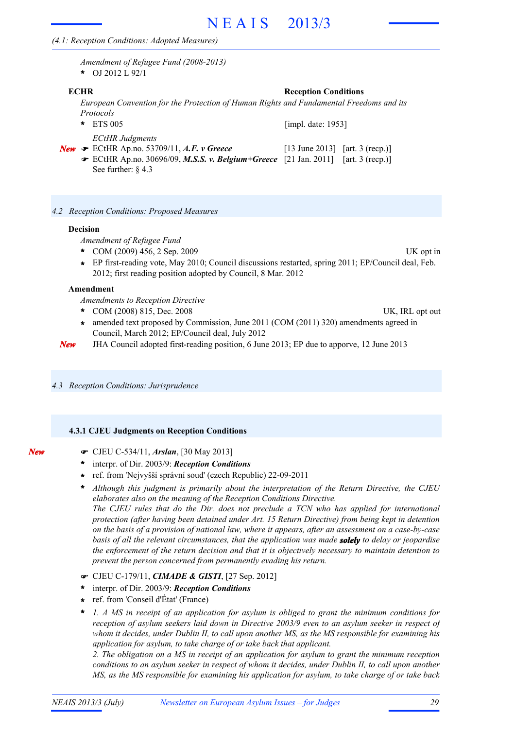(4.1: Reception Conditions: Adopted Measures)

*Amendment of Refugee Fund (2008-2013)*

- OJ 2012 L 92/1

**ECHR** **Reception Conditions**

*European Convention for the Protection of Human Rights and Fundamental Freedoms and its Protocols*

- ETS 005 [impl. date: 1953]

*ECtHR Judgments*

*New* ☛ ECtHR Ap.no. 53709/11, ***A.F. v Greece*** [13 June 2013] [art. 3 (recp.)]

☛ ECtHR Ap.no. 30696/09, ***M.S.S. v. Belgium+Greece*** [21 Jan. 2011] [art. 3 (recp.)]

See further: § 4.3

## 4.2 Reception Conditions: Proposed Measures

**Decision**

*Amendment of Refugee Fund*

- COM (2009) 456, 2 Sep. 2009 — UK opt in
- EP first-reading vote, May 2010; Council discussions restarted, spring 2011; EP/Council deal, Feb. 2012; first reading position adopted by Council, 8 Mar. 2012

**Amendment**

*Amendments to Reception Directive*

- COM (2008) 815, Dec. 2008 — UK, IRL opt out
- amended text proposed by Commission, June 2011 (COM (2011) 320) amendments agreed in Council, March 2012; EP/Council deal, July 2012

*New* JHA Council adopted first-reading position, 6 June 2013; EP due to apporve, 12 June 2013

## 4.3 Reception Conditions: Jurisprudence

### 4.3.1 CJEU Judgments on Reception Conditions

*New* ☛ CJEU C-534/11, ***Arslan***, [30 May 2013]

- interpr. of Dir. 2003/9: ***Reception Conditions***
- ref. from 'Nejvyšší správní soud' (czech Republic) 22-09-2011
- *Although this judgment is primarily about the interpretation of the Return Directive, the CJEU elaborates also on the meaning of the Reception Conditions Directive.*
  *The CJEU rules that do the Dir. does not preclude a TCN who has applied for international protection (after having been detained under Art. 15 Return Directive) from being kept in detention on the basis of a provision of national law, where it appears, after an assessment on a case-by-case basis of all the relevant circumstances, that the application was made* ***solely*** *to delay or jeopardise the enforcement of the return decision and that it is objectively necessary to maintain detention to prevent the person concerned from permanently evading his return.*

☛ CJEU C-179/11, ***CIMADE & GISTI***, [27 Sep. 2012]

- interpr. of Dir. 2003/9: ***Reception Conditions***
- ref. from 'Conseil d'État' (France)
- *1. A MS in receipt of an application for asylum is obliged to grant the minimum conditions for reception of asylum seekers laid down in Directive 2003/9 even to an asylum seeker in respect of whom it decides, under Dublin II, to call upon another MS, as the MS responsible for examining his application for asylum, to take charge of or take back that applicant.*
  *2. The obligation on a MS in receipt of an application for asylum to grant the minimum reception conditions to an asylum seeker in respect of whom it decides, under Dublin II, to call upon another MS, as the MS responsible for examining his application for asylum, to take charge of or take back*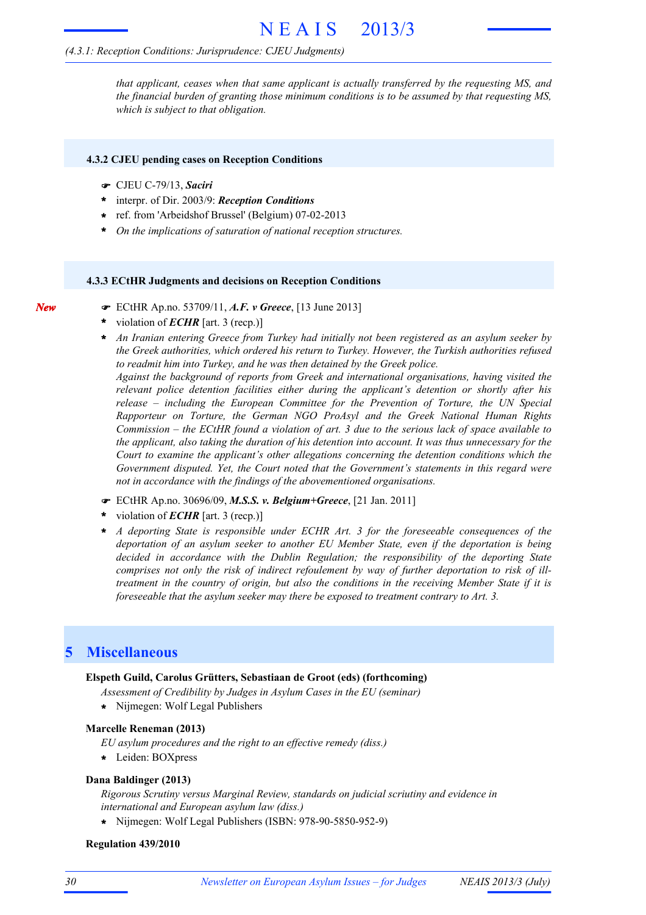*that applicant, ceases when that same applicant is actually transferred by the requesting MS, and the financial burden of granting those minimum conditions is to be assumed by that requesting MS, which is subject to that obligation.*

### 4.3.2 CJEU pending cases on Reception Conditions

- ☛ CJEU C-79/13, ***Saciri***
- * interpr. of Dir. 2003/9: ***Reception Conditions***
- * ref. from 'Arbeidshof Brussel' (Belgium) 07-02-2013
- * *On the implications of saturation of national reception structures.*

### 4.3.3 ECtHR Judgments and decisions on Reception Conditions

*New*

- ☛ ECtHR Ap.no. 53709/11, ***A.F. v Greece***, [13 June 2013]
- * violation of ***ECHR*** [art. 3 (recp.)]
- * *An Iranian entering Greece from Turkey had initially not been registered as an asylum seeker by the Greek authorities, which ordered his return to Turkey. However, the Turkish authorities refused to readmit him into Turkey, and he was then detained by the Greek police.*
  *Against the background of reports from Greek and international organisations, having visited the relevant police detention facilities either during the applicant's detention or shortly after his release – including the European Committee for the Prevention of Torture, the UN Special Rapporteur on Torture, the German NGO ProAsyl and the Greek National Human Rights Commission – the ECtHR found a violation of art. 3 due to the serious lack of space available to the applicant, also taking the duration of his detention into account. It was thus unnecessary for the Court to examine the applicant's other allegations concerning the detention conditions which the Government disputed. Yet, the Court noted that the Government's statements in this regard were not in accordance with the findings of the abovementioned organisations.*

- ☛ ECtHR Ap.no. 30696/09, ***M.S.S. v. Belgium+Greece***, [21 Jan. 2011]
- * violation of ***ECHR*** [art. 3 (recp.)]
- * *A deporting State is responsible under ECHR Art. 3 for the foreseeable consequences of the deportation of an asylum seeker to another EU Member State, even if the deportation is being decided in accordance with the Dublin Regulation; the responsibility of the deporting State comprises not only the risk of indirect refoulement by way of further deportation to risk of ill-treatment in the country of origin, but also the conditions in the receiving Member State if it is foreseeable that the asylum seeker may there be exposed to treatment contrary to Art. 3.*

## 5 Miscellaneous

**Elspeth Guild, Carolus Grütters, Sebastiaan de Groot (eds) (forthcoming)**

*Assessment of Credibility by Judges in Asylum Cases in the EU (seminar)*

- * Nijmegen: Wolf Legal Publishers

**Marcelle Reneman (2013)**

*EU asylum procedures and the right to an effective remedy (diss.)*

- * Leiden: BOXpress

**Dana Baldinger (2013)**

*Rigorous Scrutiny versus Marginal Review, standards on judicial scriutiny and evidence in international and European asylum law (diss.)*

- * Nijmegen: Wolf Legal Publishers (ISBN: 978-90-5850-952-9)

**Regulation 439/2010**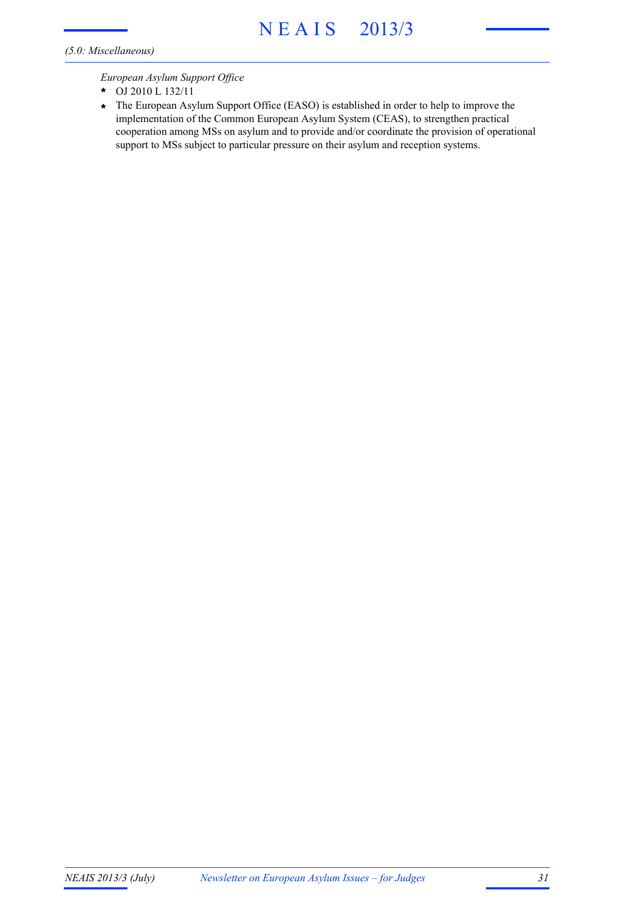*European Asylum Support Office*

- OJ 2010 L 132/11
- The European Asylum Support Office (EASO) is established in order to help to improve the implementation of the Common European Asylum System (CEAS), to strengthen practical cooperation among MSs on asylum and to provide and/or coordinate the provision of operational support to MSs subject to particular pressure on their asylum and reception systems.